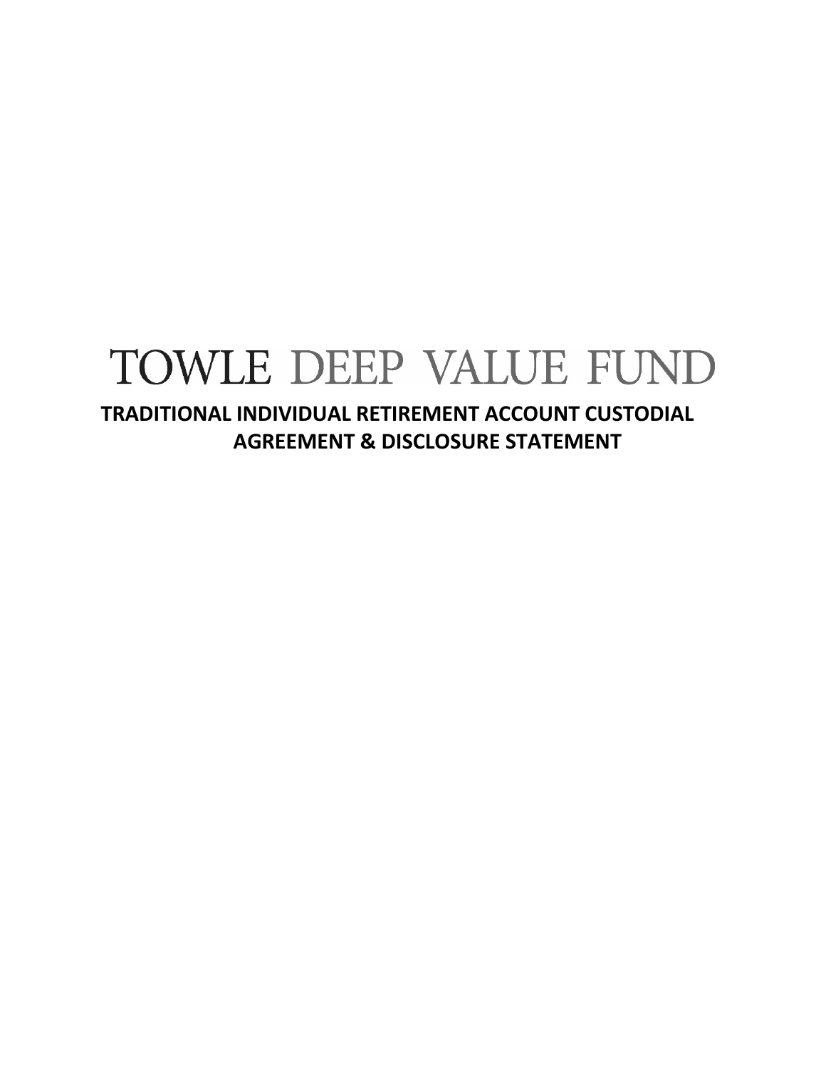# TOWLE DEEP VALUE FUND

## TRADITIONAL INDIVIDUAL RETIREMENT ACCOUNT CUSTODIAL AGREEMENT & DISCLOSURE STATEMENT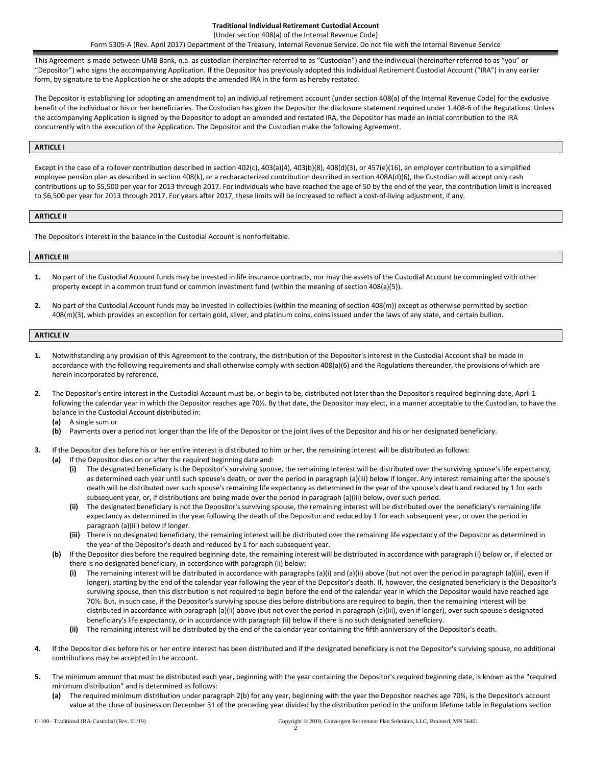**Traditional Individual Retirement Custodial Account**

(Under section 408(a) of the Internal Revenue Code)

Form 5305-A (Rev. April 2017) Department of the Treasury, Internal Revenue Service. Do not file with the Internal Revenue Service

This Agreement is made between UMB Bank, n.a. as custodian (hereinafter referred to as "Custodian") and the individual (hereinafter referred to as "you" or "Depositor") who signs the accompanying Application. If the Depositor has previously adopted this Individual Retirement Custodial Account ("IRA") in any earlier form, by signature to the Application he or she adopts the amended IRA in the form as hereby restated.

The Depositor is establishing (or adopting an amendment to) an individual retirement account (under section 408(a) of the Internal Revenue Code) for the exclusive benefit of the individual or his or her beneficiaries. The Custodian has given the Depositor the disclosure statement required under 1.408-6 of the Regulations. Unless the accompanying Application is signed by the Depositor to adopt an amended and restated IRA, the Depositor has made an initial contribution to the IRA concurrently with the execution of the Application. The Depositor and the Custodian make the following Agreement.

## ARTICLE I

Except in the case of a rollover contribution described in section 402(c), 403(a)(4), 403(b)(8), 408(d)(3), or 457(e)(16), an employer contribution to a simplified employee pension plan as described in section 408(k), or a recharacterized contribution described in section 408A(d)(6), the Custodian will accept only cash contributions up to $5,500 per year for 2013 through 2017. For individuals who have reached the age of 50 by the end of the year, the contribution limit is increased to $6,500 per year for 2013 through 2017. For years after 2017, these limits will be increased to reflect a cost-of-living adjustment, if any.

## ARTICLE II

The Depositor's interest in the balance in the Custodial Account is nonforfeitable.

## ARTICLE III

1. No part of the Custodial Account funds may be invested in life insurance contracts, nor may the assets of the Custodial Account be commingled with other property except in a common trust fund or common investment fund (within the meaning of section 408(a)(5)).

2. No part of the Custodial Account funds may be invested in collectibles (within the meaning of section 408(m)) except as otherwise permitted by section 408(m)(3), which provides an exception for certain gold, silver, and platinum coins, coins issued under the laws of any state, and certain bullion.

## ARTICLE IV

1. Notwithstanding any provision of this Agreement to the contrary, the distribution of the Depositor's interest in the Custodial Account shall be made in accordance with the following requirements and shall otherwise comply with section 408(a)(6) and the Regulations thereunder, the provisions of which are herein incorporated by reference.

2. The Depositor's entire interest in the Custodial Account must be, or begin to be, distributed not later than the Depositor's required beginning date, April 1 following the calendar year in which the Depositor reaches age 70½. By that date, the Depositor may elect, in a manner acceptable to the Custodian, to have the balance in the Custodial Account distributed in:
   - **(a)** A single sum or
   - **(b)** Payments over a period not longer than the life of the Depositor or the joint lives of the Depositor and his or her designated beneficiary.

3. If the Depositor dies before his or her entire interest is distributed to him or her, the remaining interest will be distributed as follows:
   - **(a)** If the Depositor dies on or after the required beginning date and:
     - **(i)** The designated beneficiary is the Depositor's surviving spouse, the remaining interest will be distributed over the surviving spouse's life expectancy, as determined each year until such spouse's death, or over the period in paragraph (a)(iii) below if longer. Any interest remaining after the spouse's death will be distributed over such spouse's remaining life expectancy as determined in the year of the spouse's death and reduced by 1 for each subsequent year, or, if distributions are being made over the period in paragraph (a)(iii) below, over such period.
     - **(ii)** The designated beneficiary is not the Depositor's surviving spouse, the remaining interest will be distributed over the beneficiary's remaining life expectancy as determined in the year following the death of the Depositor and reduced by 1 for each subsequent year, or over the period in paragraph (a)(iii) below if longer.
     - **(iii)** There is no designated beneficiary, the remaining interest will be distributed over the remaining life expectancy of the Depositor as determined in the year of the Depositor's death and reduced by 1 for each subsequent year.
   - **(b)** If the Depositor dies before the required beginning date, the remaining interest will be distributed in accordance with paragraph (i) below or, if elected or there is no designated beneficiary, in accordance with paragraph (ii) below:
     - **(i)** The remaining interest will be distributed in accordance with paragraphs (a)(i) and (a)(ii) above (but not over the period in paragraph (a)(iii), even if longer), starting by the end of the calendar year following the year of the Depositor's death. If, however, the designated beneficiary is the Depositor's surviving spouse, then this distribution is not required to begin before the end of the calendar year in which the Depositor would have reached age 70½. But, in such case, if the Depositor's surviving spouse dies before distributions are required to begin, then the remaining interest will be distributed in accordance with paragraph (a)(ii) above (but not over the period in paragraph (a)(iii), even if longer), over such spouse's designated beneficiary's life expectancy, or in accordance with paragraph (ii) below if there is no such designated beneficiary.
     - **(ii)** The remaining interest will be distributed by the end of the calendar year containing the fifth anniversary of the Depositor's death.

4. If the Depositor dies before his or her entire interest has been distributed and if the designated beneficiary is not the Depositor's surviving spouse, no additional contributions may be accepted in the account.

5. The minimum amount that must be distributed each year, beginning with the year containing the Depositor's required beginning date, is known as the "required minimum distribution" and is determined as follows:
   - **(a)** The required minimum distribution under paragraph 2(b) for any year, beginning with the year the Depositor reaches age 70½, is the Depositor's account value at the close of business on December 31 of the preceding year divided by the distribution period in the uniform lifetime table in Regulations section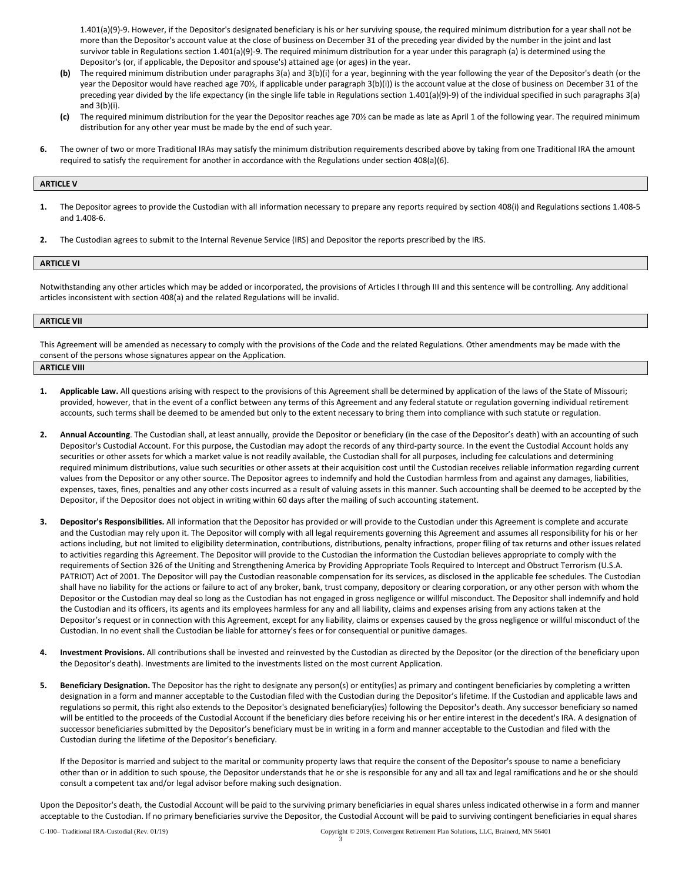1.401(a)(9)-9. However, if the Depositor's designated beneficiary is his or her surviving spouse, the required minimum distribution for a year shall not be more than the Depositor's account value at the close of business on December 31 of the preceding year divided by the number in the joint and last survivor table in Regulations section 1.401(a)(9)-9. The required minimum distribution for a year under this paragraph (a) is determined using the Depositor's (or, if applicable, the Depositor and spouse's) attained age (or ages) in the year.

**(b)** The required minimum distribution under paragraphs 3(a) and 3(b)(i) for a year, beginning with the year following the year of the Depositor's death (or the year the Depositor would have reached age 70½, if applicable under paragraph 3(b)(i)) is the account value at the close of business on December 31 of the preceding year divided by the life expectancy (in the single life table in Regulations section 1.401(a)(9)-9) of the individual specified in such paragraphs 3(a) and 3(b)(i).

**(c)** The required minimum distribution for the year the Depositor reaches age 70½ can be made as late as April 1 of the following year. The required minimum distribution for any other year must be made by the end of such year.

**6.** The owner of two or more Traditional IRAs may satisfy the minimum distribution requirements described above by taking from one Traditional IRA the amount required to satisfy the requirement for another in accordance with the Regulations under section 408(a)(6).

## ARTICLE V

**1.** The Depositor agrees to provide the Custodian with all information necessary to prepare any reports required by section 408(i) and Regulations sections 1.408-5 and 1.408-6.

**2.** The Custodian agrees to submit to the Internal Revenue Service (IRS) and Depositor the reports prescribed by the IRS.

## ARTICLE VI

Notwithstanding any other articles which may be added or incorporated, the provisions of Articles I through III and this sentence will be controlling. Any additional articles inconsistent with section 408(a) and the related Regulations will be invalid.

## ARTICLE VII

This Agreement will be amended as necessary to comply with the provisions of the Code and the related Regulations. Other amendments may be made with the consent of the persons whose signatures appear on the Application.

## ARTICLE VIII

**1. Applicable Law.** All questions arising with respect to the provisions of this Agreement shall be determined by application of the laws of the State of Missouri; provided, however, that in the event of a conflict between any terms of this Agreement and any federal statute or regulation governing individual retirement accounts, such terms shall be deemed to be amended but only to the extent necessary to bring them into compliance with such statute or regulation.

**2. Annual Accounting**. The Custodian shall, at least annually, provide the Depositor or beneficiary (in the case of the Depositor's death) with an accounting of such Depositor's Custodial Account. For this purpose, the Custodian may adopt the records of any third-party source. In the event the Custodial Account holds any securities or other assets for which a market value is not readily available, the Custodian shall for all purposes, including fee calculations and determining required minimum distributions, value such securities or other assets at their acquisition cost until the Custodian receives reliable information regarding current values from the Depositor or any other source. The Depositor agrees to indemnify and hold the Custodian harmless from and against any damages, liabilities, expenses, taxes, fines, penalties and any other costs incurred as a result of valuing assets in this manner. Such accounting shall be deemed to be accepted by the Depositor, if the Depositor does not object in writing within 60 days after the mailing of such accounting statement.

**3. Depositor's Responsibilities.** All information that the Depositor has provided or will provide to the Custodian under this Agreement is complete and accurate and the Custodian may rely upon it. The Depositor will comply with all legal requirements governing this Agreement and assumes all responsibility for his or her actions including, but not limited to eligibility determination, contributions, distributions, penalty infractions, proper filing of tax returns and other issues related to activities regarding this Agreement. The Depositor will provide to the Custodian the information the Custodian believes appropriate to comply with the requirements of Section 326 of the Uniting and Strengthening America by Providing Appropriate Tools Required to Intercept and Obstruct Terrorism (U.S.A. PATRIOT) Act of 2001. The Depositor will pay the Custodian reasonable compensation for its services, as disclosed in the applicable fee schedules. The Custodian shall have no liability for the actions or failure to act of any broker, bank, trust company, depository or clearing corporation, or any other person with whom the Depositor or the Custodian may deal so long as the Custodian has not engaged in gross negligence or willful misconduct. The Depositor shall indemnify and hold the Custodian and its officers, its agents and its employees harmless for any and all liability, claims and expenses arising from any actions taken at the Depositor's request or in connection with this Agreement, except for any liability, claims or expenses caused by the gross negligence or willful misconduct of the Custodian. In no event shall the Custodian be liable for attorney's fees or for consequential or punitive damages.

**4. Investment Provisions.** All contributions shall be invested and reinvested by the Custodian as directed by the Depositor (or the direction of the beneficiary upon the Depositor's death). Investments are limited to the investments listed on the most current Application.

**5. Beneficiary Designation.** The Depositor has the right to designate any person(s) or entity(ies) as primary and contingent beneficiaries by completing a written designation in a form and manner acceptable to the Custodian filed with the Custodian during the Depositor's lifetime. If the Custodian and applicable laws and regulations so permit, this right also extends to the Depositor's designated beneficiary(ies) following the Depositor's death. Any successor beneficiary so named will be entitled to the proceeds of the Custodial Account if the beneficiary dies before receiving his or her entire interest in the decedent's IRA. A designation of successor beneficiaries submitted by the Depositor's beneficiary must be in writing in a form and manner acceptable to the Custodian and filed with the Custodian during the lifetime of the Depositor's beneficiary.

If the Depositor is married and subject to the marital or community property laws that require the consent of the Depositor's spouse to name a beneficiary other than or in addition to such spouse, the Depositor understands that he or she is responsible for any and all tax and legal ramifications and he or she should consult a competent tax and/or legal advisor before making such designation.

Upon the Depositor's death, the Custodial Account will be paid to the surviving primary beneficiaries in equal shares unless indicated otherwise in a form and manner acceptable to the Custodian. If no primary beneficiaries survive the Depositor, the Custodial Account will be paid to surviving contingent beneficiaries in equal shares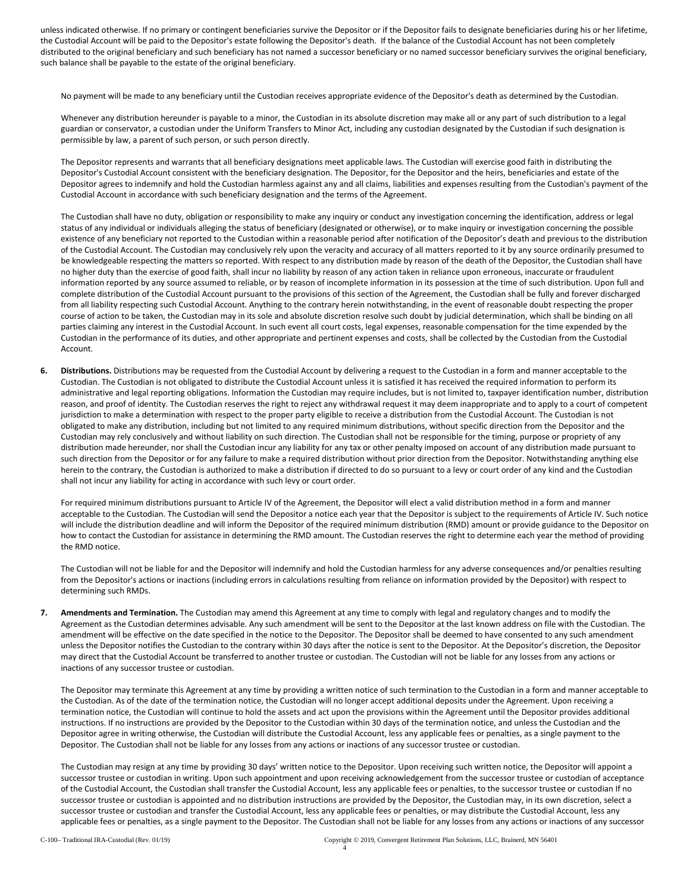unless indicated otherwise. If no primary or contingent beneficiaries survive the Depositor or if the Depositor fails to designate beneficiaries during his or her lifetime, the Custodial Account will be paid to the Depositor's estate following the Depositor's death. If the balance of the Custodial Account has not been completely distributed to the original beneficiary and such beneficiary has not named a successor beneficiary or no named successor beneficiary survives the original beneficiary, such balance shall be payable to the estate of the original beneficiary.

No payment will be made to any beneficiary until the Custodian receives appropriate evidence of the Depositor's death as determined by the Custodian.

Whenever any distribution hereunder is payable to a minor, the Custodian in its absolute discretion may make all or any part of such distribution to a legal guardian or conservator, a custodian under the Uniform Transfers to Minor Act, including any custodian designated by the Custodian if such designation is permissible by law, a parent of such person, or such person directly.

The Depositor represents and warrants that all beneficiary designations meet applicable laws. The Custodian will exercise good faith in distributing the Depositor's Custodial Account consistent with the beneficiary designation. The Depositor, for the Depositor and the heirs, beneficiaries and estate of the Depositor agrees to indemnify and hold the Custodian harmless against any and all claims, liabilities and expenses resulting from the Custodian's payment of the Custodial Account in accordance with such beneficiary designation and the terms of the Agreement.

The Custodian shall have no duty, obligation or responsibility to make any inquiry or conduct any investigation concerning the identification, address or legal status of any individual or individuals alleging the status of beneficiary (designated or otherwise), or to make inquiry or investigation concerning the possible existence of any beneficiary not reported to the Custodian within a reasonable period after notification of the Depositor's death and previous to the distribution of the Custodial Account. The Custodian may conclusively rely upon the veracity and accuracy of all matters reported to it by any source ordinarily presumed to be knowledgeable respecting the matters so reported. With respect to any distribution made by reason of the death of the Depositor, the Custodian shall have no higher duty than the exercise of good faith, shall incur no liability by reason of any action taken in reliance upon erroneous, inaccurate or fraudulent information reported by any source assumed to reliable, or by reason of incomplete information in its possession at the time of such distribution. Upon full and complete distribution of the Custodial Account pursuant to the provisions of this section of the Agreement, the Custodian shall be fully and forever discharged from all liability respecting such Custodial Account. Anything to the contrary herein notwithstanding, in the event of reasonable doubt respecting the proper course of action to be taken, the Custodian may in its sole and absolute discretion resolve such doubt by judicial determination, which shall be binding on all parties claiming any interest in the Custodial Account. In such event all court costs, legal expenses, reasonable compensation for the time expended by the Custodian in the performance of its duties, and other appropriate and pertinent expenses and costs, shall be collected by the Custodian from the Custodial Account.

**6. Distributions.** Distributions may be requested from the Custodial Account by delivering a request to the Custodian in a form and manner acceptable to the Custodian. The Custodian is not obligated to distribute the Custodial Account unless it is satisfied it has received the required information to perform its administrative and legal reporting obligations. Information the Custodian may require includes, but is not limited to, taxpayer identification number, distribution reason, and proof of identity. The Custodian reserves the right to reject any withdrawal request it may deem inappropriate and to apply to a court of competent jurisdiction to make a determination with respect to the proper party eligible to receive a distribution from the Custodial Account. The Custodian is not obligated to make any distribution, including but not limited to any required minimum distributions, without specific direction from the Depositor and the Custodian may rely conclusively and without liability on such direction. The Custodian shall not be responsible for the timing, purpose or propriety of any distribution made hereunder, nor shall the Custodian incur any liability for any tax or other penalty imposed on account of any distribution made pursuant to such direction from the Depositor or for any failure to make a required distribution without prior direction from the Depositor. Notwithstanding anything else herein to the contrary, the Custodian is authorized to make a distribution if directed to do so pursuant to a levy or court order of any kind and the Custodian shall not incur any liability for acting in accordance with such levy or court order.

For required minimum distributions pursuant to Article IV of the Agreement, the Depositor will elect a valid distribution method in a form and manner acceptable to the Custodian. The Custodian will send the Depositor a notice each year that the Depositor is subject to the requirements of Article IV. Such notice will include the distribution deadline and will inform the Depositor of the required minimum distribution (RMD) amount or provide guidance to the Depositor on how to contact the Custodian for assistance in determining the RMD amount. The Custodian reserves the right to determine each year the method of providing the RMD notice.

The Custodian will not be liable for and the Depositor will indemnify and hold the Custodian harmless for any adverse consequences and/or penalties resulting from the Depositor's actions or inactions (including errors in calculations resulting from reliance on information provided by the Depositor) with respect to determining such RMDs.

**7. Amendments and Termination.** The Custodian may amend this Agreement at any time to comply with legal and regulatory changes and to modify the Agreement as the Custodian determines advisable. Any such amendment will be sent to the Depositor at the last known address on file with the Custodian. The amendment will be effective on the date specified in the notice to the Depositor. The Depositor shall be deemed to have consented to any such amendment unless the Depositor notifies the Custodian to the contrary within 30 days after the notice is sent to the Depositor. At the Depositor's discretion, the Depositor may direct that the Custodial Account be transferred to another trustee or custodian. The Custodian will not be liable for any losses from any actions or inactions of any successor trustee or custodian.

The Depositor may terminate this Agreement at any time by providing a written notice of such termination to the Custodian in a form and manner acceptable to the Custodian. As of the date of the termination notice, the Custodian will no longer accept additional deposits under the Agreement. Upon receiving a termination notice, the Custodian will continue to hold the assets and act upon the provisions within the Agreement until the Depositor provides additional instructions. If no instructions are provided by the Depositor to the Custodian within 30 days of the termination notice, and unless the Custodian and the Depositor agree in writing otherwise, the Custodian will distribute the Custodial Account, less any applicable fees or penalties, as a single payment to the Depositor. The Custodian shall not be liable for any losses from any actions or inactions of any successor trustee or custodian.

The Custodian may resign at any time by providing 30 days' written notice to the Depositor. Upon receiving such written notice, the Depositor will appoint a successor trustee or custodian in writing. Upon such appointment and upon receiving acknowledgement from the successor trustee or custodian of acceptance of the Custodial Account, the Custodian shall transfer the Custodial Account, less any applicable fees or penalties, to the successor trustee or custodian If no successor trustee or custodian is appointed and no distribution instructions are provided by the Depositor, the Custodian may, in its own discretion, select a successor trustee or custodian and transfer the Custodial Account, less any applicable fees or penalties, or may distribute the Custodial Account, less any applicable fees or penalties, as a single payment to the Depositor. The Custodian shall not be liable for any losses from any actions or inactions of any successor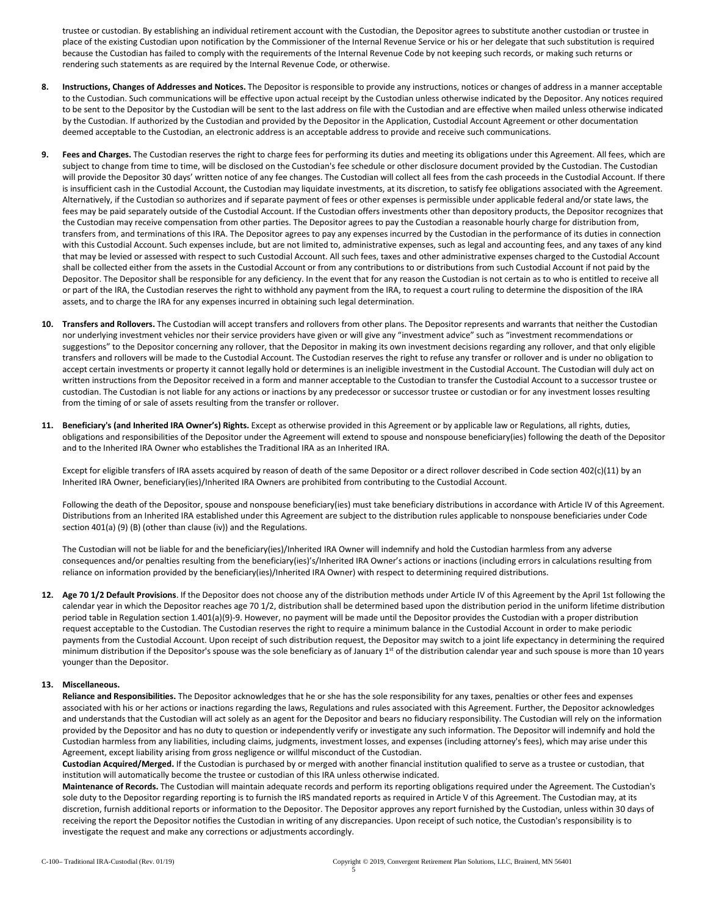trustee or custodian. By establishing an individual retirement account with the Custodian, the Depositor agrees to substitute another custodian or trustee in place of the existing Custodian upon notification by the Commissioner of the Internal Revenue Service or his or her delegate that such substitution is required because the Custodian has failed to comply with the requirements of the Internal Revenue Code by not keeping such records, or making such returns or rendering such statements as are required by the Internal Revenue Code, or otherwise.

**8. Instructions, Changes of Addresses and Notices.** The Depositor is responsible to provide any instructions, notices or changes of address in a manner acceptable to the Custodian. Such communications will be effective upon actual receipt by the Custodian unless otherwise indicated by the Depositor. Any notices required to be sent to the Depositor by the Custodian will be sent to the last address on file with the Custodian and are effective when mailed unless otherwise indicated by the Custodian. If authorized by the Custodian and provided by the Depositor in the Application, Custodial Account Agreement or other documentation deemed acceptable to the Custodian, an electronic address is an acceptable address to provide and receive such communications.

**9. Fees and Charges.** The Custodian reserves the right to charge fees for performing its duties and meeting its obligations under this Agreement. All fees, which are subject to change from time to time, will be disclosed on the Custodian's fee schedule or other disclosure document provided by the Custodian. The Custodian will provide the Depositor 30 days' written notice of any fee changes. The Custodian will collect all fees from the cash proceeds in the Custodial Account. If there is insufficient cash in the Custodial Account, the Custodian may liquidate investments, at its discretion, to satisfy fee obligations associated with the Agreement. Alternatively, if the Custodian so authorizes and if separate payment of fees or other expenses is permissible under applicable federal and/or state laws, the fees may be paid separately outside of the Custodial Account. If the Custodian offers investments other than depository products, the Depositor recognizes that the Custodian may receive compensation from other parties. The Depositor agrees to pay the Custodian a reasonable hourly charge for distribution from, transfers from, and terminations of this IRA. The Depositor agrees to pay any expenses incurred by the Custodian in the performance of its duties in connection with this Custodial Account. Such expenses include, but are not limited to, administrative expenses, such as legal and accounting fees, and any taxes of any kind that may be levied or assessed with respect to such Custodial Account. All such fees, taxes and other administrative expenses charged to the Custodial Account shall be collected either from the assets in the Custodial Account or from any contributions to or distributions from such Custodial Account if not paid by the Depositor. The Depositor shall be responsible for any deficiency. In the event that for any reason the Custodian is not certain as to who is entitled to receive all or part of the IRA, the Custodian reserves the right to withhold any payment from the IRA, to request a court ruling to determine the disposition of the IRA assets, and to charge the IRA for any expenses incurred in obtaining such legal determination.

**10. Transfers and Rollovers.** The Custodian will accept transfers and rollovers from other plans. The Depositor represents and warrants that neither the Custodian nor underlying investment vehicles nor their service providers have given or will give any "investment advice" such as "investment recommendations or suggestions" to the Depositor concerning any rollover, that the Depositor in making its own investment decisions regarding any rollover, and that only eligible transfers and rollovers will be made to the Custodial Account. The Custodian reserves the right to refuse any transfer or rollover and is under no obligation to accept certain investments or property it cannot legally hold or determines is an ineligible investment in the Custodial Account. The Custodian will duly act on written instructions from the Depositor received in a form and manner acceptable to the Custodian to transfer the Custodial Account to a successor trustee or custodian. The Custodian is not liable for any actions or inactions by any predecessor or successor trustee or custodian or for any investment losses resulting from the timing of or sale of assets resulting from the transfer or rollover.

**11. Beneficiary's (and Inherited IRA Owner's) Rights.** Except as otherwise provided in this Agreement or by applicable law or Regulations, all rights, duties, obligations and responsibilities of the Depositor under the Agreement will extend to spouse and nonspouse beneficiary(ies) following the death of the Depositor and to the Inherited IRA Owner who establishes the Traditional IRA as an Inherited IRA.

Except for eligible transfers of IRA assets acquired by reason of death of the same Depositor or a direct rollover described in Code section 402(c)(11) by an Inherited IRA Owner, beneficiary(ies)/Inherited IRA Owners are prohibited from contributing to the Custodial Account.

Following the death of the Depositor, spouse and nonspouse beneficiary(ies) must take beneficiary distributions in accordance with Article IV of this Agreement. Distributions from an Inherited IRA established under this Agreement are subject to the distribution rules applicable to nonspouse beneficiaries under Code section 401(a) (9) (B) (other than clause (iv)) and the Regulations.

The Custodian will not be liable for and the beneficiary(ies)/Inherited IRA Owner will indemnify and hold the Custodian harmless from any adverse consequences and/or penalties resulting from the beneficiary(ies)'s/Inherited IRA Owner's actions or inactions (including errors in calculations resulting from reliance on information provided by the beneficiary(ies)/Inherited IRA Owner) with respect to determining required distributions.

**12. Age 70 1/2 Default Provisions**. If the Depositor does not choose any of the distribution methods under Article IV of this Agreement by the April 1st following the calendar year in which the Depositor reaches age 70 1/2, distribution shall be determined based upon the distribution period in the uniform lifetime distribution period table in Regulation section 1.401(a)(9)-9. However, no payment will be made until the Depositor provides the Custodian with a proper distribution request acceptable to the Custodian. The Custodian reserves the right to require a minimum balance in the Custodial Account in order to make periodic payments from the Custodial Account. Upon receipt of such distribution request, the Depositor may switch to a joint life expectancy in determining the required minimum distribution if the Depositor's spouse was the sole beneficiary as of January 1st of the distribution calendar year and such spouse is more than 10 years younger than the Depositor.

**13. Miscellaneous.**

**Reliance and Responsibilities.** The Depositor acknowledges that he or she has the sole responsibility for any taxes, penalties or other fees and expenses associated with his or her actions or inactions regarding the laws, Regulations and rules associated with this Agreement. Further, the Depositor acknowledges and understands that the Custodian will act solely as an agent for the Depositor and bears no fiduciary responsibility. The Custodian will rely on the information provided by the Depositor and has no duty to question or independently verify or investigate any such information. The Depositor will indemnify and hold the Custodian harmless from any liabilities, including claims, judgments, investment losses, and expenses (including attorney's fees), which may arise under this Agreement, except liability arising from gross negligence or willful misconduct of the Custodian.

**Custodian Acquired/Merged.** If the Custodian is purchased by or merged with another financial institution qualified to serve as a trustee or custodian, that institution will automatically become the trustee or custodian of this IRA unless otherwise indicated.

**Maintenance of Records.** The Custodian will maintain adequate records and perform its reporting obligations required under the Agreement. The Custodian's sole duty to the Depositor regarding reporting is to furnish the IRS mandated reports as required in Article V of this Agreement. The Custodian may, at its discretion, furnish additional reports or information to the Depositor. The Depositor approves any report furnished by the Custodian, unless within 30 days of receiving the report the Depositor notifies the Custodian in writing of any discrepancies. Upon receipt of such notice, the Custodian's responsibility is to investigate the request and make any corrections or adjustments accordingly.

C-100– Traditional IRA-Custodial (Rev. 01/19) Copyright © 2019, Convergent Retirement Plan Solutions, LLC, Brainerd, MN 56401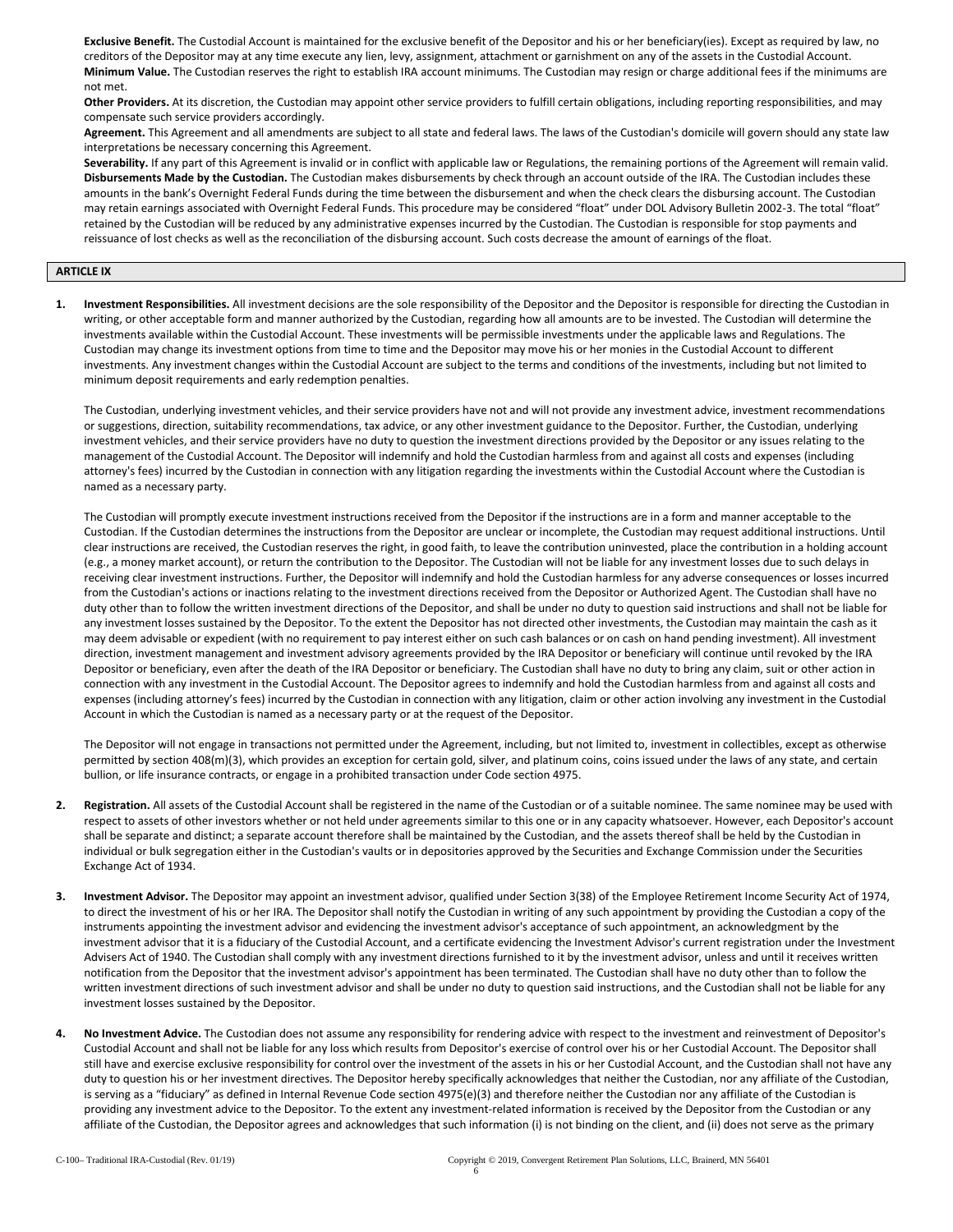**Exclusive Benefit.** The Custodial Account is maintained for the exclusive benefit of the Depositor and his or her beneficiary(ies). Except as required by law, no creditors of the Depositor may at any time execute any lien, levy, assignment, attachment or garnishment on any of the assets in the Custodial Account.

**Minimum Value.** The Custodian reserves the right to establish IRA account minimums. The Custodian may resign or charge additional fees if the minimums are not met.

**Other Providers.** At its discretion, the Custodian may appoint other service providers to fulfill certain obligations, including reporting responsibilities, and may compensate such service providers accordingly.

**Agreement.** This Agreement and all amendments are subject to all state and federal laws. The laws of the Custodian's domicile will govern should any state law interpretations be necessary concerning this Agreement.

**Severability.** If any part of this Agreement is invalid or in conflict with applicable law or Regulations, the remaining portions of the Agreement will remain valid.

**Disbursements Made by the Custodian.** The Custodian makes disbursements by check through an account outside of the IRA. The Custodian includes these amounts in the bank's Overnight Federal Funds during the time between the disbursement and when the check clears the disbursing account. The Custodian may retain earnings associated with Overnight Federal Funds. This procedure may be considered "float" under DOL Advisory Bulletin 2002-3. The total "float" retained by the Custodian will be reduced by any administrative expenses incurred by the Custodian. The Custodian is responsible for stop payments and reissuance of lost checks as well as the reconciliation of the disbursing account. Such costs decrease the amount of earnings of the float.

## ARTICLE IX

1. **Investment Responsibilities.** All investment decisions are the sole responsibility of the Depositor and the Depositor is responsible for directing the Custodian in writing, or other acceptable form and manner authorized by the Custodian, regarding how all amounts are to be invested. The Custodian will determine the investments available within the Custodial Account. These investments will be permissible investments under the applicable laws and Regulations. The Custodian may change its investment options from time to time and the Depositor may move his or her monies in the Custodial Account to different investments. Any investment changes within the Custodial Account are subject to the terms and conditions of the investments, including but not limited to minimum deposit requirements and early redemption penalties.

   The Custodian, underlying investment vehicles, and their service providers have not and will not provide any investment advice, investment recommendations or suggestions, direction, suitability recommendations, tax advice, or any other investment guidance to the Depositor. Further, the Custodian, underlying investment vehicles, and their service providers have no duty to question the investment directions provided by the Depositor or any issues relating to the management of the Custodial Account. The Depositor will indemnify and hold the Custodian harmless from and against all costs and expenses (including attorney's fees) incurred by the Custodian in connection with any litigation regarding the investments within the Custodial Account where the Custodian is named as a necessary party.

   The Custodian will promptly execute investment instructions received from the Depositor if the instructions are in a form and manner acceptable to the Custodian. If the Custodian determines the instructions from the Depositor are unclear or incomplete, the Custodian may request additional instructions. Until clear instructions are received, the Custodian reserves the right, in good faith, to leave the contribution uninvested, place the contribution in a holding account (e.g., a money market account), or return the contribution to the Depositor. The Custodian will not be liable for any investment losses due to such delays in receiving clear investment instructions. Further, the Depositor will indemnify and hold the Custodian harmless for any adverse consequences or losses incurred from the Custodian's actions or inactions relating to the investment directions received from the Depositor or Authorized Agent. The Custodian shall have no duty other than to follow the written investment directions of the Depositor, and shall be under no duty to question said instructions and shall not be liable for any investment losses sustained by the Depositor. To the extent the Depositor has not directed other investments, the Custodian may maintain the cash as it may deem advisable or expedient (with no requirement to pay interest either on such cash balances or on cash on hand pending investment). All investment direction, investment management and investment advisory agreements provided by the IRA Depositor or beneficiary will continue until revoked by the IRA Depositor or beneficiary, even after the death of the IRA Depositor or beneficiary. The Custodian shall have no duty to bring any claim, suit or other action in connection with any investment in the Custodial Account. The Depositor agrees to indemnify and hold the Custodian harmless from and against all costs and expenses (including attorney's fees) incurred by the Custodian in connection with any litigation, claim or other action involving any investment in the Custodial Account in which the Custodian is named as a necessary party or at the request of the Depositor.

   The Depositor will not engage in transactions not permitted under the Agreement, including, but not limited to, investment in collectibles, except as otherwise permitted by section 408(m)(3), which provides an exception for certain gold, silver, and platinum coins, coins issued under the laws of any state, and certain bullion, or life insurance contracts, or engage in a prohibited transaction under Code section 4975.

2. **Registration.** All assets of the Custodial Account shall be registered in the name of the Custodian or of a suitable nominee. The same nominee may be used with respect to assets of other investors whether or not held under agreements similar to this one or in any capacity whatsoever. However, each Depositor's account shall be separate and distinct; a separate account therefore shall be maintained by the Custodian, and the assets thereof shall be held by the Custodian in individual or bulk segregation either in the Custodian's vaults or in depositories approved by the Securities and Exchange Commission under the Securities Exchange Act of 1934.

3. **Investment Advisor.** The Depositor may appoint an investment advisor, qualified under Section 3(38) of the Employee Retirement Income Security Act of 1974, to direct the investment of his or her IRA. The Depositor shall notify the Custodian in writing of any such appointment by providing the Custodian a copy of the instruments appointing the investment advisor and evidencing the investment advisor's acceptance of such appointment, an acknowledgment by the investment advisor that it is a fiduciary of the Custodial Account, and a certificate evidencing the Investment Advisor's current registration under the Investment Advisers Act of 1940. The Custodian shall comply with any investment directions furnished to it by the investment advisor, unless and until it receives written notification from the Depositor that the investment advisor's appointment has been terminated. The Custodian shall have no duty other than to follow the written investment directions of such investment advisor and shall be under no duty to question said instructions, and the Custodian shall not be liable for any investment losses sustained by the Depositor.

4. **No Investment Advice.** The Custodian does not assume any responsibility for rendering advice with respect to the investment and reinvestment of Depositor's Custodial Account and shall not be liable for any loss which results from Depositor's exercise of control over his or her Custodial Account. The Depositor shall still have and exercise exclusive responsibility for control over the investment of the assets in his or her Custodial Account, and the Custodian shall not have any duty to question his or her investment directives. The Depositor hereby specifically acknowledges that neither the Custodian, nor any affiliate of the Custodian, is serving as a "fiduciary" as defined in Internal Revenue Code section 4975(e)(3) and therefore neither the Custodian nor any affiliate of the Custodian is providing any investment advice to the Depositor. To the extent any investment-related information is received by the Depositor from the Custodian or any affiliate of the Custodian, the Depositor agrees and acknowledges that such information (i) is not binding on the client, and (ii) does not serve as the primary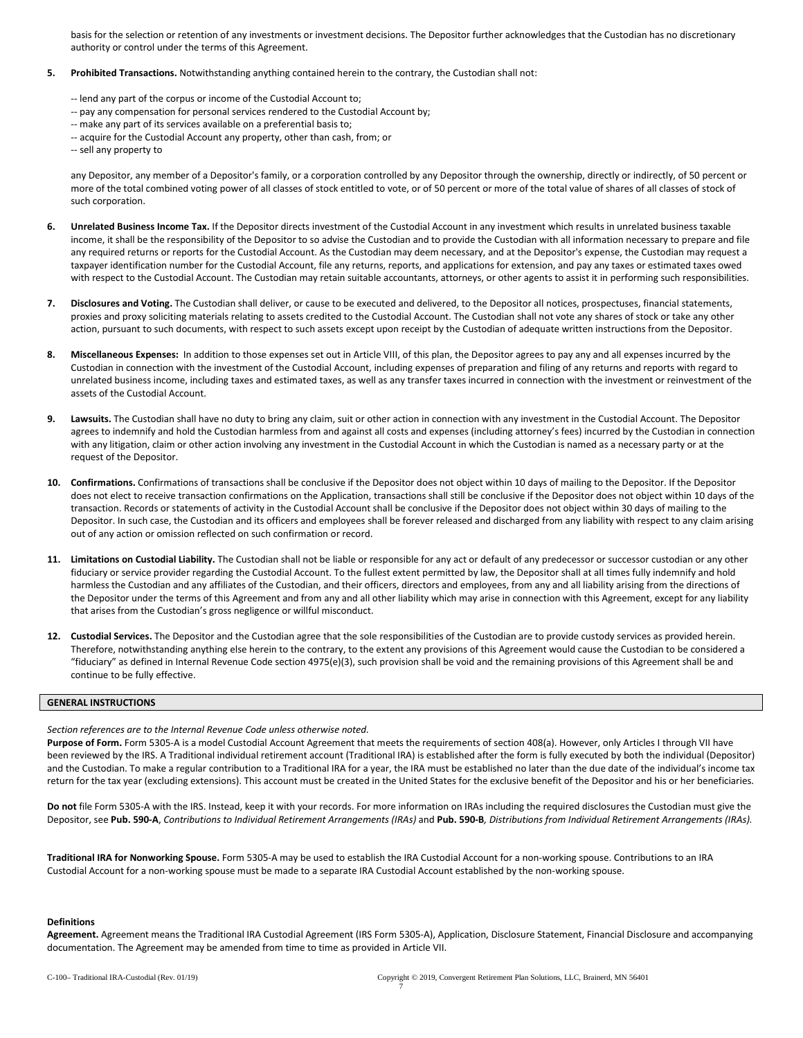basis for the selection or retention of any investments or investment decisions. The Depositor further acknowledges that the Custodian has no discretionary authority or control under the terms of this Agreement.

**5. Prohibited Transactions.** Notwithstanding anything contained herein to the contrary, the Custodian shall not:

-- lend any part of the corpus or income of the Custodial Account to;
-- pay any compensation for personal services rendered to the Custodial Account by;
-- make any part of its services available on a preferential basis to;
-- acquire for the Custodial Account any property, other than cash, from; or
-- sell any property to

any Depositor, any member of a Depositor's family, or a corporation controlled by any Depositor through the ownership, directly or indirectly, of 50 percent or more of the total combined voting power of all classes of stock entitled to vote, or of 50 percent or more of the total value of shares of all classes of stock of such corporation.

**6. Unrelated Business Income Tax.** If the Depositor directs investment of the Custodial Account in any investment which results in unrelated business taxable income, it shall be the responsibility of the Depositor to so advise the Custodian and to provide the Custodian with all information necessary to prepare and file any required returns or reports for the Custodial Account. As the Custodian may deem necessary, and at the Depositor's expense, the Custodian may request a taxpayer identification number for the Custodial Account, file any returns, reports, and applications for extension, and pay any taxes or estimated taxes owed with respect to the Custodial Account. The Custodian may retain suitable accountants, attorneys, or other agents to assist it in performing such responsibilities.

**7. Disclosures and Voting.** The Custodian shall deliver, or cause to be executed and delivered, to the Depositor all notices, prospectuses, financial statements, proxies and proxy soliciting materials relating to assets credited to the Custodial Account. The Custodian shall not vote any shares of stock or take any other action, pursuant to such documents, with respect to such assets except upon receipt by the Custodian of adequate written instructions from the Depositor.

**8. Miscellaneous Expenses:** In addition to those expenses set out in Article VIII, of this plan, the Depositor agrees to pay any and all expenses incurred by the Custodian in connection with the investment of the Custodial Account, including expenses of preparation and filing of any returns and reports with regard to unrelated business income, including taxes and estimated taxes, as well as any transfer taxes incurred in connection with the investment or reinvestment of the assets of the Custodial Account.

**9. Lawsuits.** The Custodian shall have no duty to bring any claim, suit or other action in connection with any investment in the Custodial Account. The Depositor agrees to indemnify and hold the Custodian harmless from and against all costs and expenses (including attorney's fees) incurred by the Custodian in connection with any litigation, claim or other action involving any investment in the Custodial Account in which the Custodian is named as a necessary party or at the request of the Depositor.

**10. Confirmations.** Confirmations of transactions shall be conclusive if the Depositor does not object within 10 days of mailing to the Depositor. If the Depositor does not elect to receive transaction confirmations on the Application, transactions shall still be conclusive if the Depositor does not object within 10 days of the transaction. Records or statements of activity in the Custodial Account shall be conclusive if the Depositor does not object within 30 days of mailing to the Depositor. In such case, the Custodian and its officers and employees shall be forever released and discharged from any liability with respect to any claim arising out of any action or omission reflected on such confirmation or record.

**11. Limitations on Custodial Liability.** The Custodian shall not be liable or responsible for any act or default of any predecessor or successor custodian or any other fiduciary or service provider regarding the Custodial Account. To the fullest extent permitted by law, the Depositor shall at all times fully indemnify and hold harmless the Custodian and any affiliates of the Custodian, and their officers, directors and employees, from any and all liability arising from the directions of the Depositor under the terms of this Agreement and from any and all other liability which may arise in connection with this Agreement, except for any liability that arises from the Custodian's gross negligence or willful misconduct.

**12. Custodial Services.** The Depositor and the Custodian agree that the sole responsibilities of the Custodian are to provide custody services as provided herein. Therefore, notwithstanding anything else herein to the contrary, to the extent any provisions of this Agreement would cause the Custodian to be considered a "fiduciary" as defined in Internal Revenue Code section 4975(e)(3), such provision shall be void and the remaining provisions of this Agreement shall be and continue to be fully effective.

## GENERAL INSTRUCTIONS

*Section references are to the Internal Revenue Code unless otherwise noted.*

**Purpose of Form.** Form 5305-A is a model Custodial Account Agreement that meets the requirements of section 408(a). However, only Articles I through VII have been reviewed by the IRS. A Traditional individual retirement account (Traditional IRA) is established after the form is fully executed by both the individual (Depositor) and the Custodian. To make a regular contribution to a Traditional IRA for a year, the IRA must be established no later than the due date of the individual's income tax return for the tax year (excluding extensions). This account must be created in the United States for the exclusive benefit of the Depositor and his or her beneficiaries.

**Do not** file Form 5305-A with the IRS. Instead, keep it with your records. For more information on IRAs including the required disclosures the Custodian must give the Depositor, see **Pub. 590-A**, *Contributions to Individual Retirement Arrangements (IRAs)* and **Pub. 590-B**, *Distributions from Individual Retirement Arrangements (IRAs).*

**Traditional IRA for Nonworking Spouse.** Form 5305-A may be used to establish the IRA Custodial Account for a non-working spouse. Contributions to an IRA Custodial Account for a non-working spouse must be made to a separate IRA Custodial Account established by the non-working spouse.

### Definitions

**Agreement.** Agreement means the Traditional IRA Custodial Agreement (IRS Form 5305-A), Application, Disclosure Statement, Financial Disclosure and accompanying documentation. The Agreement may be amended from time to time as provided in Article VII.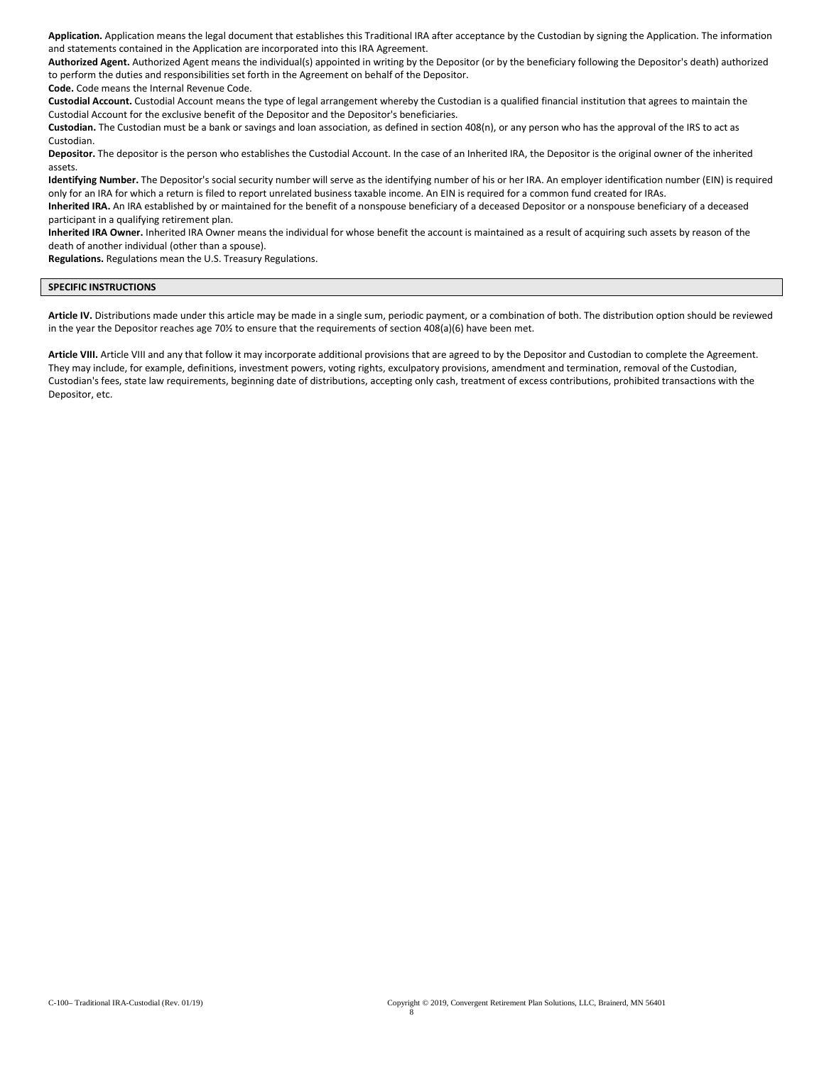**Application.** Application means the legal document that establishes this Traditional IRA after acceptance by the Custodian by signing the Application. The information and statements contained in the Application are incorporated into this IRA Agreement.

**Authorized Agent.** Authorized Agent means the individual(s) appointed in writing by the Depositor (or by the beneficiary following the Depositor's death) authorized to perform the duties and responsibilities set forth in the Agreement on behalf of the Depositor.

**Code.** Code means the Internal Revenue Code.

**Custodial Account.** Custodial Account means the type of legal arrangement whereby the Custodian is a qualified financial institution that agrees to maintain the Custodial Account for the exclusive benefit of the Depositor and the Depositor's beneficiaries.

**Custodian.** The Custodian must be a bank or savings and loan association, as defined in section 408(n), or any person who has the approval of the IRS to act as Custodian.

**Depositor.** The depositor is the person who establishes the Custodial Account. In the case of an Inherited IRA, the Depositor is the original owner of the inherited assets.

**Identifying Number.** The Depositor's social security number will serve as the identifying number of his or her IRA. An employer identification number (EIN) is required only for an IRA for which a return is filed to report unrelated business taxable income. An EIN is required for a common fund created for IRAs.

**Inherited IRA.** An IRA established by or maintained for the benefit of a nonspouse beneficiary of a deceased Depositor or a nonspouse beneficiary of a deceased participant in a qualifying retirement plan.

**Inherited IRA Owner.** Inherited IRA Owner means the individual for whose benefit the account is maintained as a result of acquiring such assets by reason of the death of another individual (other than a spouse).

**Regulations.** Regulations mean the U.S. Treasury Regulations.

## SPECIFIC INSTRUCTIONS

**Article IV.** Distributions made under this article may be made in a single sum, periodic payment, or a combination of both. The distribution option should be reviewed in the year the Depositor reaches age 70½ to ensure that the requirements of section 408(a)(6) have been met.

**Article VIII.** Article VIII and any that follow it may incorporate additional provisions that are agreed to by the Depositor and Custodian to complete the Agreement. They may include, for example, definitions, investment powers, voting rights, exculpatory provisions, amendment and termination, removal of the Custodian, Custodian's fees, state law requirements, beginning date of distributions, accepting only cash, treatment of excess contributions, prohibited transactions with the Depositor, etc.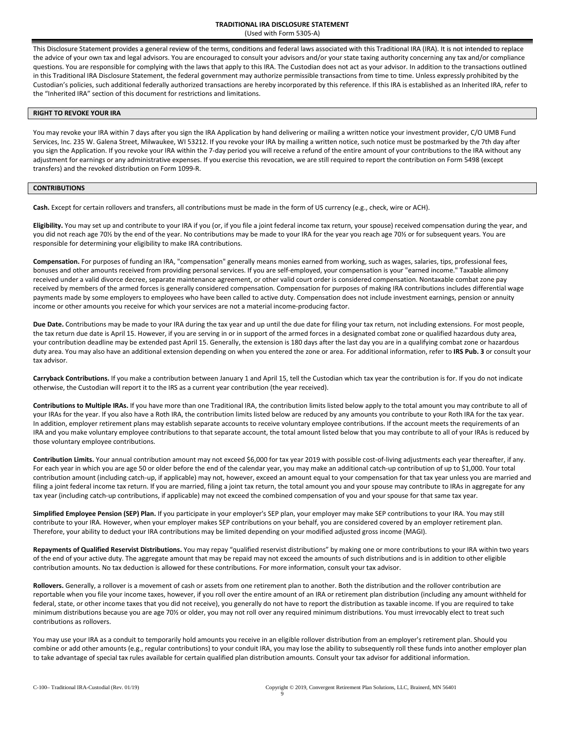# TRADITIONAL IRA DISCLOSURE STATEMENT

(Used with Form 5305-A)

This Disclosure Statement provides a general review of the terms, conditions and federal laws associated with this Traditional IRA (IRA). It is not intended to replace the advice of your own tax and legal advisors. You are encouraged to consult your advisors and/or your state taxing authority concerning any tax and/or compliance questions. You are responsible for complying with the laws that apply to this IRA. The Custodian does not act as your advisor. In addition to the transactions outlined in this Traditional IRA Disclosure Statement, the federal government may authorize permissible transactions from time to time. Unless expressly prohibited by the Custodian's policies, such additional federally authorized transactions are hereby incorporated by this reference. If this IRA is established as an Inherited IRA, refer to the "Inherited IRA" section of this document for restrictions and limitations.

## RIGHT TO REVOKE YOUR IRA

You may revoke your IRA within 7 days after you sign the IRA Application by hand delivering or mailing a written notice your investment provider, C/O UMB Fund Services, Inc. 235 W. Galena Street, Milwaukee, WI 53212. If you revoke your IRA by mailing a written notice, such notice must be postmarked by the 7th day after you sign the Application. If you revoke your IRA within the 7-day period you will receive a refund of the entire amount of your contributions to the IRA without any adjustment for earnings or any administrative expenses. If you exercise this revocation, we are still required to report the contribution on Form 5498 (except transfers) and the revoked distribution on Form 1099-R.

## CONTRIBUTIONS

**Cash.** Except for certain rollovers and transfers, all contributions must be made in the form of US currency (e.g., check, wire or ACH).

**Eligibility.** You may set up and contribute to your IRA if you (or, if you file a joint federal income tax return, your spouse) received compensation during the year, and you did not reach age 70½ by the end of the year. No contributions may be made to your IRA for the year you reach age 70½ or for subsequent years. You are responsible for determining your eligibility to make IRA contributions.

**Compensation.** For purposes of funding an IRA, "compensation" generally means monies earned from working, such as wages, salaries, tips, professional fees, bonuses and other amounts received from providing personal services. If you are self-employed, your compensation is your "earned income." Taxable alimony received under a valid divorce decree, separate maintenance agreement, or other valid court order is considered compensation. Nontaxable combat zone pay received by members of the armed forces is generally considered compensation. Compensation for purposes of making IRA contributions includes differential wage payments made by some employers to employees who have been called to active duty. Compensation does not include investment earnings, pension or annuity income or other amounts you receive for which your services are not a material income-producing factor.

**Due Date.** Contributions may be made to your IRA during the tax year and up until the due date for filing your tax return, not including extensions. For most people, the tax return due date is April 15. However, if you are serving in or in support of the armed forces in a designated combat zone or qualified hazardous duty area, your contribution deadline may be extended past April 15. Generally, the extension is 180 days after the last day you are in a qualifying combat zone or hazardous duty area. You may also have an additional extension depending on when you entered the zone or area. For additional information, refer to **IRS Pub. 3** or consult your tax advisor.

**Carryback Contributions.** If you make a contribution between January 1 and April 15, tell the Custodian which tax year the contribution is for. If you do not indicate otherwise, the Custodian will report it to the IRS as a current year contribution (the year received).

**Contributions to Multiple IRAs.** If you have more than one Traditional IRA, the contribution limits listed below apply to the total amount you may contribute to all of your IRAs for the year. If you also have a Roth IRA, the contribution limits listed below are reduced by any amounts you contribute to your Roth IRA for the tax year. In addition, employer retirement plans may establish separate accounts to receive voluntary employee contributions. If the account meets the requirements of an IRA and you make voluntary employee contributions to that separate account, the total amount listed below that you may contribute to all of your IRAs is reduced by those voluntary employee contributions.

**Contribution Limits.** Your annual contribution amount may not exceed $6,000 for tax year 2019 with possible cost-of-living adjustments each year thereafter, if any. For each year in which you are age 50 or older before the end of the calendar year, you may make an additional catch-up contribution of up to $1,000. Your total contribution amount (including catch-up, if applicable) may not, however, exceed an amount equal to your compensation for that tax year unless you are married and filing a joint federal income tax return. If you are married, filing a joint tax return, the total amount you and your spouse may contribute to IRAs in aggregate for any tax year (including catch-up contributions, if applicable) may not exceed the combined compensation of you and your spouse for that same tax year.

**Simplified Employee Pension (SEP) Plan.** If you participate in your employer's SEP plan, your employer may make SEP contributions to your IRA. You may still contribute to your IRA. However, when your employer makes SEP contributions on your behalf, you are considered covered by an employer retirement plan. Therefore, your ability to deduct your IRA contributions may be limited depending on your modified adjusted gross income (MAGI).

**Repayments of Qualified Reservist Distributions.** You may repay "qualified reservist distributions" by making one or more contributions to your IRA within two years of the end of your active duty. The aggregate amount that may be repaid may not exceed the amounts of such distributions and is in addition to other eligible contribution amounts. No tax deduction is allowed for these contributions. For more information, consult your tax advisor.

**Rollovers.** Generally, a rollover is a movement of cash or assets from one retirement plan to another. Both the distribution and the rollover contribution are reportable when you file your income taxes, however, if you roll over the entire amount of an IRA or retirement plan distribution (including any amount withheld for federal, state, or other income taxes that you did not receive), you generally do not have to report the distribution as taxable income. If you are required to take minimum distributions because you are age 70½ or older, you may not roll over any required minimum distributions. You must irrevocably elect to treat such contributions as rollovers.

You may use your IRA as a conduit to temporarily hold amounts you receive in an eligible rollover distribution from an employer's retirement plan. Should you combine or add other amounts (e.g., regular contributions) to your conduit IRA, you may lose the ability to subsequently roll these funds into another employer plan to take advantage of special tax rules available for certain qualified plan distribution amounts. Consult your tax advisor for additional information.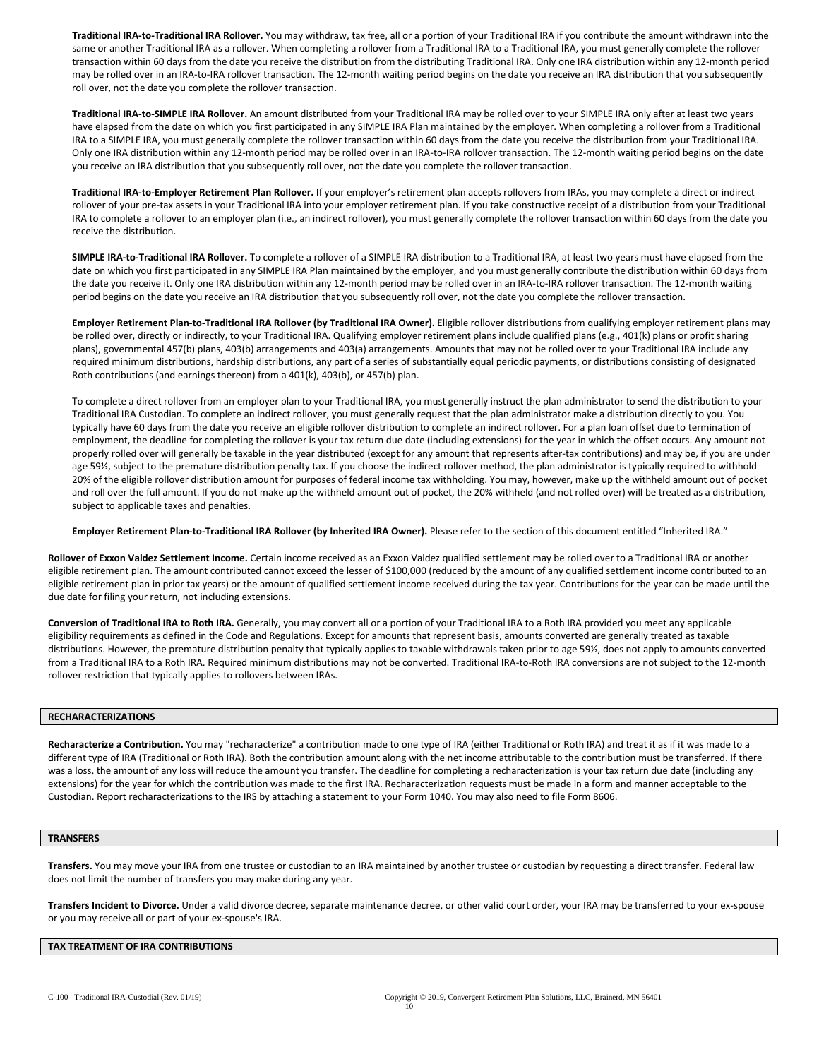**Traditional IRA-to-Traditional IRA Rollover.** You may withdraw, tax free, all or a portion of your Traditional IRA if you contribute the amount withdrawn into the same or another Traditional IRA as a rollover. When completing a rollover from a Traditional IRA to a Traditional IRA, you must generally complete the rollover transaction within 60 days from the date you receive the distribution from the distributing Traditional IRA. Only one IRA distribution within any 12-month period may be rolled over in an IRA-to-IRA rollover transaction. The 12-month waiting period begins on the date you receive an IRA distribution that you subsequently roll over, not the date you complete the rollover transaction.

**Traditional IRA-to-SIMPLE IRA Rollover.** An amount distributed from your Traditional IRA may be rolled over to your SIMPLE IRA only after at least two years have elapsed from the date on which you first participated in any SIMPLE IRA Plan maintained by the employer. When completing a rollover from a Traditional IRA to a SIMPLE IRA, you must generally complete the rollover transaction within 60 days from the date you receive the distribution from your Traditional IRA. Only one IRA distribution within any 12-month period may be rolled over in an IRA-to-IRA rollover transaction. The 12-month waiting period begins on the date you receive an IRA distribution that you subsequently roll over, not the date you complete the rollover transaction.

**Traditional IRA-to-Employer Retirement Plan Rollover.** If your employer's retirement plan accepts rollovers from IRAs, you may complete a direct or indirect rollover of your pre-tax assets in your Traditional IRA into your employer retirement plan. If you take constructive receipt of a distribution from your Traditional IRA to complete a rollover to an employer plan (i.e., an indirect rollover), you must generally complete the rollover transaction within 60 days from the date you receive the distribution.

**SIMPLE IRA-to-Traditional IRA Rollover.** To complete a rollover of a SIMPLE IRA distribution to a Traditional IRA, at least two years must have elapsed from the date on which you first participated in any SIMPLE IRA Plan maintained by the employer, and you must generally contribute the distribution within 60 days from the date you receive it. Only one IRA distribution within any 12-month period may be rolled over in an IRA-to-IRA rollover transaction. The 12-month waiting period begins on the date you receive an IRA distribution that you subsequently roll over, not the date you complete the rollover transaction.

**Employer Retirement Plan-to-Traditional IRA Rollover (by Traditional IRA Owner).** Eligible rollover distributions from qualifying employer retirement plans may be rolled over, directly or indirectly, to your Traditional IRA. Qualifying employer retirement plans include qualified plans (e.g., 401(k) plans or profit sharing plans), governmental 457(b) plans, 403(b) arrangements and 403(a) arrangements. Amounts that may not be rolled over to your Traditional IRA include any required minimum distributions, hardship distributions, any part of a series of substantially equal periodic payments, or distributions consisting of designated Roth contributions (and earnings thereon) from a 401(k), 403(b), or 457(b) plan.

To complete a direct rollover from an employer plan to your Traditional IRA, you must generally instruct the plan administrator to send the distribution to your Traditional IRA Custodian. To complete an indirect rollover, you must generally request that the plan administrator make a distribution directly to you. You typically have 60 days from the date you receive an eligible rollover distribution to complete an indirect rollover. For a plan loan offset due to termination of employment, the deadline for completing the rollover is your tax return due date (including extensions) for the year in which the offset occurs. Any amount not properly rolled over will generally be taxable in the year distributed (except for any amount that represents after-tax contributions) and may be, if you are under age 59½, subject to the premature distribution penalty tax. If you choose the indirect rollover method, the plan administrator is typically required to withhold 20% of the eligible rollover distribution amount for purposes of federal income tax withholding. You may, however, make up the withheld amount out of pocket and roll over the full amount. If you do not make up the withheld amount out of pocket, the 20% withheld (and not rolled over) will be treated as a distribution, subject to applicable taxes and penalties.

**Employer Retirement Plan-to-Traditional IRA Rollover (by Inherited IRA Owner).** Please refer to the section of this document entitled "Inherited IRA."

**Rollover of Exxon Valdez Settlement Income.** Certain income received as an Exxon Valdez qualified settlement may be rolled over to a Traditional IRA or another eligible retirement plan. The amount contributed cannot exceed the lesser of $100,000 (reduced by the amount of any qualified settlement income contributed to an eligible retirement plan in prior tax years) or the amount of qualified settlement income received during the tax year. Contributions for the year can be made until the due date for filing your return, not including extensions.

**Conversion of Traditional IRA to Roth IRA.** Generally, you may convert all or a portion of your Traditional IRA to a Roth IRA provided you meet any applicable eligibility requirements as defined in the Code and Regulations. Except for amounts that represent basis, amounts converted are generally treated as taxable distributions. However, the premature distribution penalty that typically applies to taxable withdrawals taken prior to age 59½, does not apply to amounts converted from a Traditional IRA to a Roth IRA. Required minimum distributions may not be converted. Traditional IRA-to-Roth IRA conversions are not subject to the 12-month rollover restriction that typically applies to rollovers between IRAs.

## RECHARACTERIZATIONS

**Recharacterize a Contribution.** You may "recharacterize" a contribution made to one type of IRA (either Traditional or Roth IRA) and treat it as if it was made to a different type of IRA (Traditional or Roth IRA). Both the contribution amount along with the net income attributable to the contribution must be transferred. If there was a loss, the amount of any loss will reduce the amount you transfer. The deadline for completing a recharacterization is your tax return due date (including any extensions) for the year for which the contribution was made to the first IRA. Recharacterization requests must be made in a form and manner acceptable to the Custodian. Report recharacterizations to the IRS by attaching a statement to your Form 1040. You may also need to file Form 8606.

## TRANSFERS

**Transfers.** You may move your IRA from one trustee or custodian to an IRA maintained by another trustee or custodian by requesting a direct transfer. Federal law does not limit the number of transfers you may make during any year.

**Transfers Incident to Divorce.** Under a valid divorce decree, separate maintenance decree, or other valid court order, your IRA may be transferred to your ex-spouse or you may receive all or part of your ex-spouse's IRA.

## TAX TREATMENT OF IRA CONTRIBUTIONS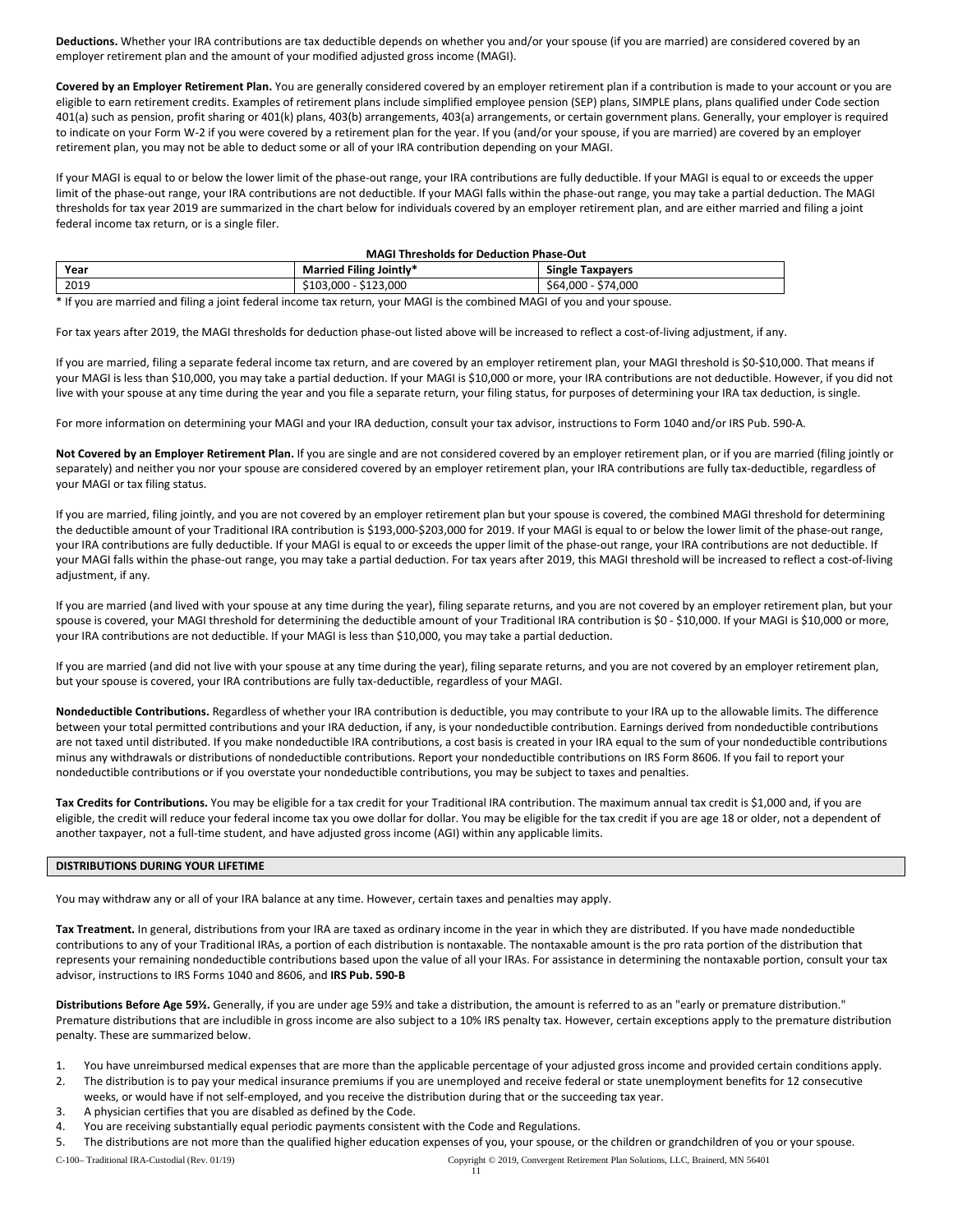**Deductions.** Whether your IRA contributions are tax deductible depends on whether you and/or your spouse (if you are married) are considered covered by an employer retirement plan and the amount of your modified adjusted gross income (MAGI).

**Covered by an Employer Retirement Plan.** You are generally considered covered by an employer retirement plan if a contribution is made to your account or you are eligible to earn retirement credits. Examples of retirement plans include simplified employee pension (SEP) plans, SIMPLE plans, plans qualified under Code section 401(a) such as pension, profit sharing or 401(k) plans, 403(b) arrangements, 403(a) arrangements, or certain government plans. Generally, your employer is required to indicate on your Form W-2 if you were covered by a retirement plan for the year. If you (and/or your spouse, if you are married) are covered by an employer retirement plan, you may not be able to deduct some or all of your IRA contribution depending on your MAGI.

If your MAGI is equal to or below the lower limit of the phase-out range, your IRA contributions are fully deductible. If your MAGI is equal to or exceeds the upper limit of the phase-out range, your IRA contributions are not deductible. If your MAGI falls within the phase-out range, you may take a partial deduction. The MAGI thresholds for tax year 2019 are summarized in the chart below for individuals covered by an employer retirement plan, and are either married and filing a joint federal income tax return, or is a single filer.

**MAGI Thresholds for Deduction Phase-Out**

| Year | Married Filing Jointly* | Single Taxpayers |
|---|---|---|
| 2019 | $103,000 - $123,000 | $64,000 - $74,000 |

* If you are married and filing a joint federal income tax return, your MAGI is the combined MAGI of you and your spouse.

For tax years after 2019, the MAGI thresholds for deduction phase-out listed above will be increased to reflect a cost-of-living adjustment, if any.

If you are married, filing a separate federal income tax return, and are covered by an employer retirement plan, your MAGI threshold is $0-$10,000. That means if your MAGI is less than $10,000, you may take a partial deduction. If your MAGI is $10,000 or more, your IRA contributions are not deductible. However, if you did not live with your spouse at any time during the year and you file a separate return, your filing status, for purposes of determining your IRA tax deduction, is single.

For more information on determining your MAGI and your IRA deduction, consult your tax advisor, instructions to Form 1040 and/or IRS Pub. 590-A.

**Not Covered by an Employer Retirement Plan.** If you are single and are not considered covered by an employer retirement plan, or if you are married (filing jointly or separately) and neither you nor your spouse are considered covered by an employer retirement plan, your IRA contributions are fully tax-deductible, regardless of your MAGI or tax filing status.

If you are married, filing jointly, and you are not covered by an employer retirement plan but your spouse is covered, the combined MAGI threshold for determining the deductible amount of your Traditional IRA contribution is $193,000-$203,000 for 2019. If your MAGI is equal to or below the lower limit of the phase-out range, your IRA contributions are fully deductible. If your MAGI is equal to or exceeds the upper limit of the phase-out range, your IRA contributions are not deductible. If your MAGI falls within the phase-out range, you may take a partial deduction. For tax years after 2019, this MAGI threshold will be increased to reflect a cost-of-living adjustment, if any.

If you are married (and lived with your spouse at any time during the year), filing separate returns, and you are not covered by an employer retirement plan, but your spouse is covered, your MAGI threshold for determining the deductible amount of your Traditional IRA contribution is $0 - $10,000. If your MAGI is $10,000 or more, your IRA contributions are not deductible. If your MAGI is less than $10,000, you may take a partial deduction.

If you are married (and did not live with your spouse at any time during the year), filing separate returns, and you are not covered by an employer retirement plan, but your spouse is covered, your IRA contributions are fully tax-deductible, regardless of your MAGI.

**Nondeductible Contributions.** Regardless of whether your IRA contribution is deductible, you may contribute to your IRA up to the allowable limits. The difference between your total permitted contributions and your IRA deduction, if any, is your nondeductible contribution. Earnings derived from nondeductible contributions are not taxed until distributed. If you make nondeductible IRA contributions, a cost basis is created in your IRA equal to the sum of your nondeductible contributions minus any withdrawals or distributions of nondeductible contributions. Report your nondeductible contributions on IRS Form 8606. If you fail to report your nondeductible contributions or if you overstate your nondeductible contributions, you may be subject to taxes and penalties.

**Tax Credits for Contributions.** You may be eligible for a tax credit for your Traditional IRA contribution. The maximum annual tax credit is $1,000 and, if you are eligible, the credit will reduce your federal income tax you owe dollar for dollar. You may be eligible for the tax credit if you are age 18 or older, not a dependent of another taxpayer, not a full-time student, and have adjusted gross income (AGI) within any applicable limits.

## DISTRIBUTIONS DURING YOUR LIFETIME

You may withdraw any or all of your IRA balance at any time. However, certain taxes and penalties may apply.

**Tax Treatment.** In general, distributions from your IRA are taxed as ordinary income in the year in which they are distributed. If you have made nondeductible contributions to any of your Traditional IRAs, a portion of each distribution is nontaxable. The nontaxable amount is the pro rata portion of the distribution that represents your remaining nondeductible contributions based upon the value of all your IRAs. For assistance in determining the nontaxable portion, consult your tax advisor, instructions to IRS Forms 1040 and 8606, and **IRS Pub. 590-B**

**Distributions Before Age 59½.** Generally, if you are under age 59½ and take a distribution, the amount is referred to as an "early or premature distribution." Premature distributions that are includible in gross income are also subject to a 10% IRS penalty tax. However, certain exceptions apply to the premature distribution penalty. These are summarized below.

1. You have unreimbursed medical expenses that are more than the applicable percentage of your adjusted gross income and provided certain conditions apply.
2. The distribution is to pay your medical insurance premiums if you are unemployed and receive federal or state unemployment benefits for 12 consecutive weeks, or would have if not self-employed, and you receive the distribution during that or the succeeding tax year.
3. A physician certifies that you are disabled as defined by the Code.
4. You are receiving substantially equal periodic payments consistent with the Code and Regulations.
5. The distributions are not more than the qualified higher education expenses of you, your spouse, or the children or grandchildren of you or your spouse.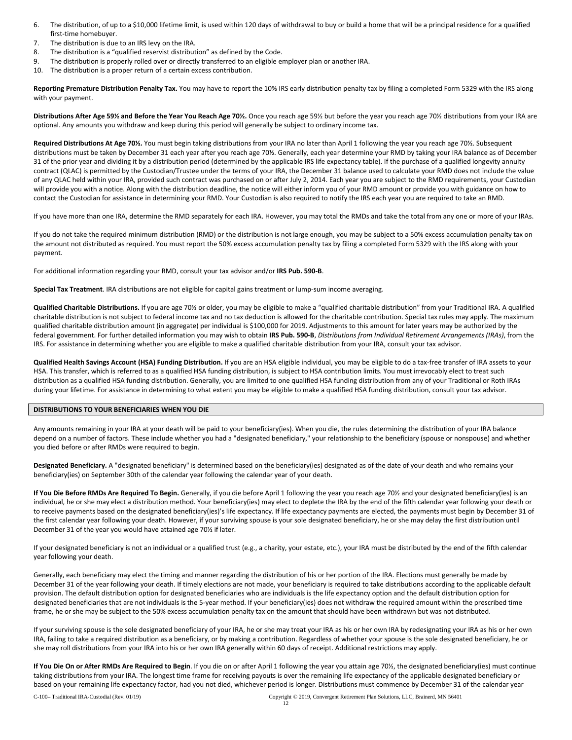6. The distribution, of up to a $10,000 lifetime limit, is used within 120 days of withdrawal to buy or build a home that will be a principal residence for a qualified first-time homebuyer.
7. The distribution is due to an IRS levy on the IRA.
8. The distribution is a "qualified reservist distribution" as defined by the Code.
9. The distribution is properly rolled over or directly transferred to an eligible employer plan or another IRA.
10. The distribution is a proper return of a certain excess contribution.

**Reporting Premature Distribution Penalty Tax.** You may have to report the 10% IRS early distribution penalty tax by filing a completed Form 5329 with the IRS along with your payment.

**Distributions After Age 59½ and Before the Year You Reach Age 70½.** Once you reach age 59½ but before the year you reach age 70½ distributions from your IRA are optional. Any amounts you withdraw and keep during this period will generally be subject to ordinary income tax.

**Required Distributions At Age 70½.** You must begin taking distributions from your IRA no later than April 1 following the year you reach age 70½. Subsequent distributions must be taken by December 31 each year after you reach age 70½. Generally, each year determine your RMD by taking your IRA balance as of December 31 of the prior year and dividing it by a distribution period (determined by the applicable IRS life expectancy table). If the purchase of a qualified longevity annuity contract (QLAC) is permitted by the Custodian/Trustee under the terms of your IRA, the December 31 balance used to calculate your RMD does not include the value of any QLAC held within your IRA, provided such contract was purchased on or after July 2, 2014. Each year you are subject to the RMD requirements, your Custodian will provide you with a notice. Along with the distribution deadline, the notice will either inform you of your RMD amount or provide you with guidance on how to contact the Custodian for assistance in determining your RMD. Your Custodian is also required to notify the IRS each year you are required to take an RMD.

If you have more than one IRA, determine the RMD separately for each IRA. However, you may total the RMDs and take the total from any one or more of your IRAs.

If you do not take the required minimum distribution (RMD) or the distribution is not large enough, you may be subject to a 50% excess accumulation penalty tax on the amount not distributed as required. You must report the 50% excess accumulation penalty tax by filing a completed Form 5329 with the IRS along with your payment.

For additional information regarding your RMD, consult your tax advisor and/or **IRS Pub. 590-B**.

**Special Tax Treatment**. IRA distributions are not eligible for capital gains treatment or lump-sum income averaging.

**Qualified Charitable Distributions.** If you are age 70½ or older, you may be eligible to make a "qualified charitable distribution" from your Traditional IRA. A qualified charitable distribution is not subject to federal income tax and no tax deduction is allowed for the charitable contribution. Special tax rules may apply. The maximum qualified charitable distribution amount (in aggregate) per individual is $100,000 for 2019. Adjustments to this amount for later years may be authorized by the federal government. For further detailed information you may wish to obtain **IRS Pub. 590-B**, *Distributions from Individual Retirement Arrangements (IRAs)*, from the IRS. For assistance in determining whether you are eligible to make a qualified charitable distribution from your IRA, consult your tax advisor.

**Qualified Health Savings Account (HSA) Funding Distribution.** If you are an HSA eligible individual, you may be eligible to do a tax-free transfer of IRA assets to your HSA. This transfer, which is referred to as a qualified HSA funding distribution, is subject to HSA contribution limits. You must irrevocably elect to treat such distribution as a qualified HSA funding distribution. Generally, you are limited to one qualified HSA funding distribution from any of your Traditional or Roth IRAs during your lifetime. For assistance in determining to what extent you may be eligible to make a qualified HSA funding distribution, consult your tax advisor.

## DISTRIBUTIONS TO YOUR BENEFICIARIES WHEN YOU DIE

Any amounts remaining in your IRA at your death will be paid to your beneficiary(ies). When you die, the rules determining the distribution of your IRA balance depend on a number of factors. These include whether you had a "designated beneficiary," your relationship to the beneficiary (spouse or nonspouse) and whether you died before or after RMDs were required to begin.

**Designated Beneficiary.** A "designated beneficiary" is determined based on the beneficiary(ies) designated as of the date of your death and who remains your beneficiary(ies) on September 30th of the calendar year following the calendar year of your death.

**If You Die Before RMDs Are Required To Begin.** Generally, if you die before April 1 following the year you reach age 70½ and your designated beneficiary(ies) is an individual, he or she may elect a distribution method. Your beneficiary(ies) may elect to deplete the IRA by the end of the fifth calendar year following your death or to receive payments based on the designated beneficiary(ies)'s life expectancy. If life expectancy payments are elected, the payments must begin by December 31 of the first calendar year following your death. However, if your surviving spouse is your sole designated beneficiary, he or she may delay the first distribution until December 31 of the year you would have attained age 70½ if later.

If your designated beneficiary is not an individual or a qualified trust (e.g., a charity, your estate, etc.), your IRA must be distributed by the end of the fifth calendar year following your death.

Generally, each beneficiary may elect the timing and manner regarding the distribution of his or her portion of the IRA. Elections must generally be made by December 31 of the year following your death. If timely elections are not made, your beneficiary is required to take distributions according to the applicable default provision. The default distribution option for designated beneficiaries who are individuals is the life expectancy option and the default distribution option for designated beneficiaries that are not individuals is the 5-year method. If your beneficiary(ies) does not withdraw the required amount within the prescribed time frame, he or she may be subject to the 50% excess accumulation penalty tax on the amount that should have been withdrawn but was not distributed.

If your surviving spouse is the sole designated beneficiary of your IRA, he or she may treat your IRA as his or her own IRA by redesignating your IRA as his or her own IRA, failing to take a required distribution as a beneficiary, or by making a contribution. Regardless of whether your spouse is the sole designated beneficiary, he or she may roll distributions from your IRA into his or her own IRA generally within 60 days of receipt. Additional restrictions may apply.

**If You Die On or After RMDs Are Required to Begin**. If you die on or after April 1 following the year you attain age 70½, the designated beneficiary(ies) must continue taking distributions from your IRA. The longest time frame for receiving payouts is over the remaining life expectancy of the applicable designated beneficiary or based on your remaining life expectancy factor, had you not died, whichever period is longer. Distributions must commence by December 31 of the calendar year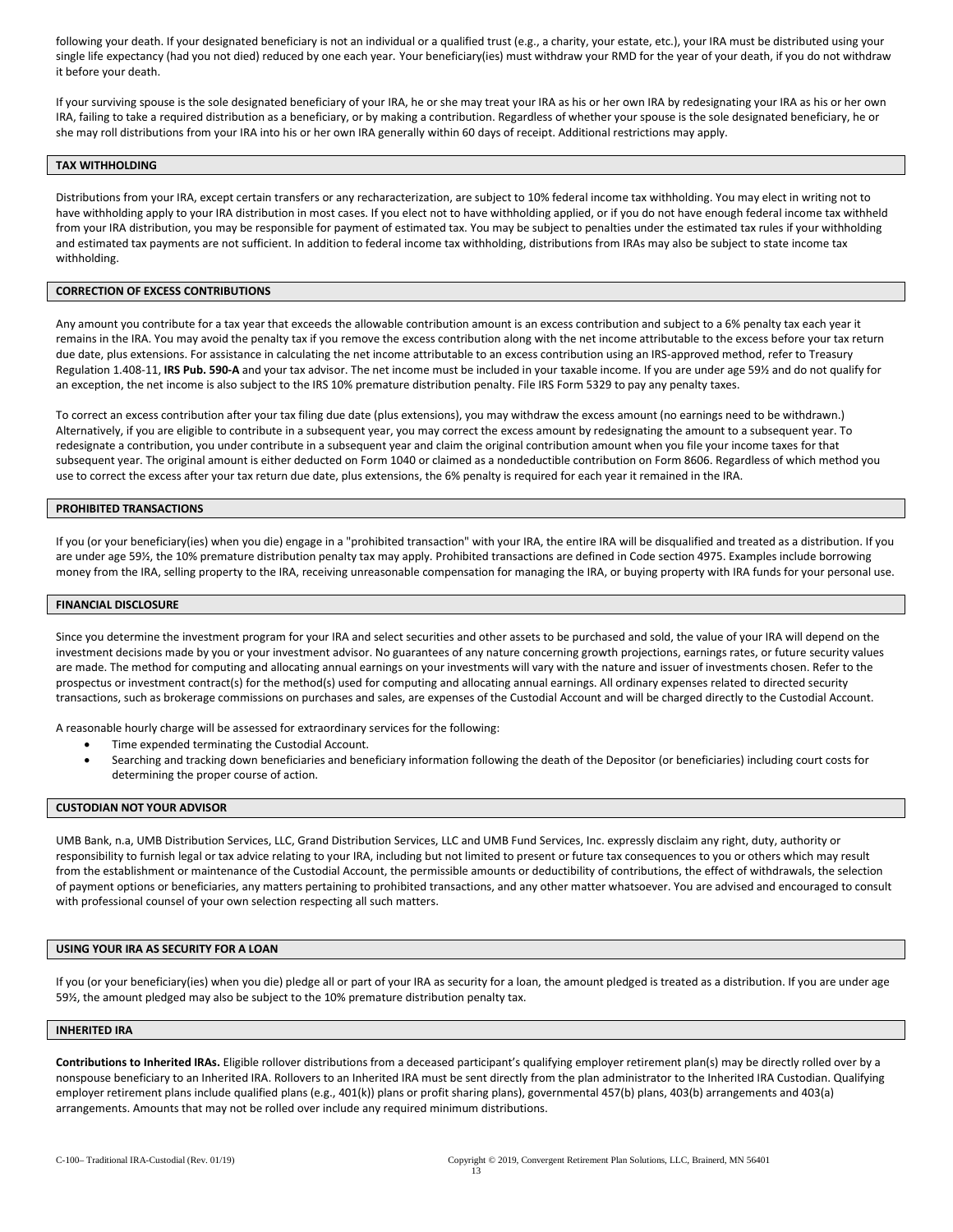following your death. If your designated beneficiary is not an individual or a qualified trust (e.g., a charity, your estate, etc.), your IRA must be distributed using your single life expectancy (had you not died) reduced by one each year. Your beneficiary(ies) must withdraw your RMD for the year of your death, if you do not withdraw it before your death.

If your surviving spouse is the sole designated beneficiary of your IRA, he or she may treat your IRA as his or her own IRA by redesignating your IRA as his or her own IRA, failing to take a required distribution as a beneficiary, or by making a contribution. Regardless of whether your spouse is the sole designated beneficiary, he or she may roll distributions from your IRA into his or her own IRA generally within 60 days of receipt. Additional restrictions may apply.

## TAX WITHHOLDING

Distributions from your IRA, except certain transfers or any recharacterization, are subject to 10% federal income tax withholding. You may elect in writing not to have withholding apply to your IRA distribution in most cases. If you elect not to have withholding applied, or if you do not have enough federal income tax withheld from your IRA distribution, you may be responsible for payment of estimated tax. You may be subject to penalties under the estimated tax rules if your withholding and estimated tax payments are not sufficient. In addition to federal income tax withholding, distributions from IRAs may also be subject to state income tax withholding.

## CORRECTION OF EXCESS CONTRIBUTIONS

Any amount you contribute for a tax year that exceeds the allowable contribution amount is an excess contribution and subject to a 6% penalty tax each year it remains in the IRA. You may avoid the penalty tax if you remove the excess contribution along with the net income attributable to the excess before your tax return due date, plus extensions. For assistance in calculating the net income attributable to an excess contribution using an IRS-approved method, refer to Treasury Regulation 1.408-11, **IRS Pub. 590-A** and your tax advisor. The net income must be included in your taxable income. If you are under age 59½ and do not qualify for an exception, the net income is also subject to the IRS 10% premature distribution penalty. File IRS Form 5329 to pay any penalty taxes.

To correct an excess contribution after your tax filing due date (plus extensions), you may withdraw the excess amount (no earnings need to be withdrawn.) Alternatively, if you are eligible to contribute in a subsequent year, you may correct the excess amount by redesignating the amount to a subsequent year. To redesignate a contribution, you under contribute in a subsequent year and claim the original contribution amount when you file your income taxes for that subsequent year. The original amount is either deducted on Form 1040 or claimed as a nondeductible contribution on Form 8606. Regardless of which method you use to correct the excess after your tax return due date, plus extensions, the 6% penalty is required for each year it remained in the IRA.

## PROHIBITED TRANSACTIONS

If you (or your beneficiary(ies) when you die) engage in a "prohibited transaction" with your IRA, the entire IRA will be disqualified and treated as a distribution. If you are under age 59½, the 10% premature distribution penalty tax may apply. Prohibited transactions are defined in Code section 4975. Examples include borrowing money from the IRA, selling property to the IRA, receiving unreasonable compensation for managing the IRA, or buying property with IRA funds for your personal use.

## FINANCIAL DISCLOSURE

Since you determine the investment program for your IRA and select securities and other assets to be purchased and sold, the value of your IRA will depend on the investment decisions made by you or your investment advisor. No guarantees of any nature concerning growth projections, earnings rates, or future security values are made. The method for computing and allocating annual earnings on your investments will vary with the nature and issuer of investments chosen. Refer to the prospectus or investment contract(s) for the method(s) used for computing and allocating annual earnings. All ordinary expenses related to directed security transactions, such as brokerage commissions on purchases and sales, are expenses of the Custodial Account and will be charged directly to the Custodial Account.

A reasonable hourly charge will be assessed for extraordinary services for the following:

- Time expended terminating the Custodial Account.
- Searching and tracking down beneficiaries and beneficiary information following the death of the Depositor (or beneficiaries) including court costs for determining the proper course of action.

## CUSTODIAN NOT YOUR ADVISOR

UMB Bank, n.a, UMB Distribution Services, LLC, Grand Distribution Services, LLC and UMB Fund Services, Inc. expressly disclaim any right, duty, authority or responsibility to furnish legal or tax advice relating to your IRA, including but not limited to present or future tax consequences to you or others which may result from the establishment or maintenance of the Custodial Account, the permissible amounts or deductibility of contributions, the effect of withdrawals, the selection of payment options or beneficiaries, any matters pertaining to prohibited transactions, and any other matter whatsoever. You are advised and encouraged to consult with professional counsel of your own selection respecting all such matters.

## USING YOUR IRA AS SECURITY FOR A LOAN

If you (or your beneficiary(ies) when you die) pledge all or part of your IRA as security for a loan, the amount pledged is treated as a distribution. If you are under age 59½, the amount pledged may also be subject to the 10% premature distribution penalty tax.

## INHERITED IRA

**Contributions to Inherited IRAs.** Eligible rollover distributions from a deceased participant's qualifying employer retirement plan(s) may be directly rolled over by a nonspouse beneficiary to an Inherited IRA. Rollovers to an Inherited IRA must be sent directly from the plan administrator to the Inherited IRA Custodian. Qualifying employer retirement plans include qualified plans (e.g., 401(k)) plans or profit sharing plans), governmental 457(b) plans, 403(b) arrangements and 403(a) arrangements. Amounts that may not be rolled over include any required minimum distributions.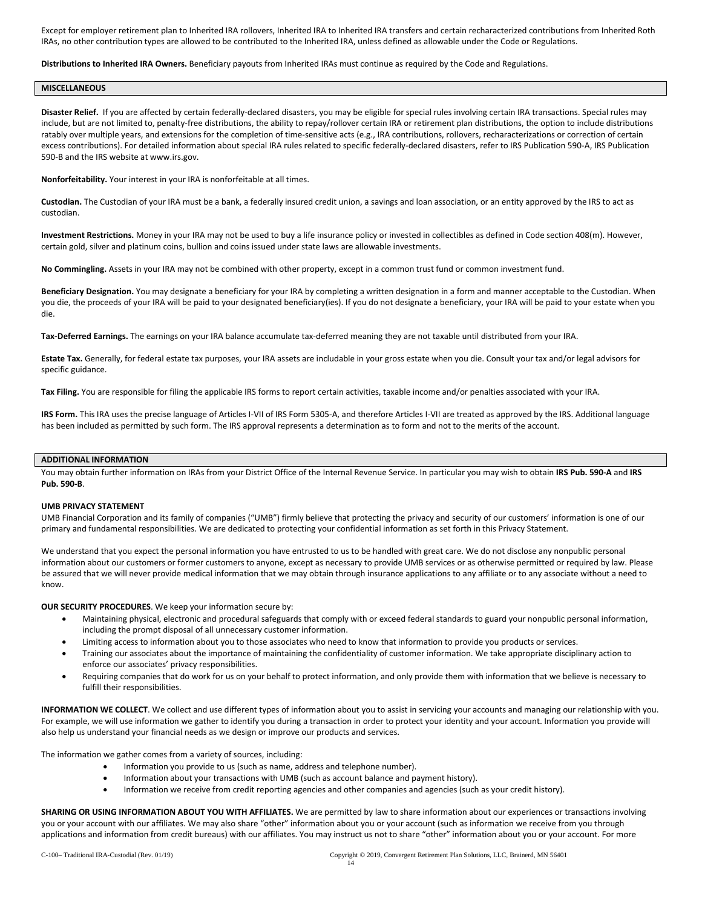Except for employer retirement plan to Inherited IRA rollovers, Inherited IRA to Inherited IRA transfers and certain recharacterized contributions from Inherited Roth IRAs, no other contribution types are allowed to be contributed to the Inherited IRA, unless defined as allowable under the Code or Regulations.

**Distributions to Inherited IRA Owners.** Beneficiary payouts from Inherited IRAs must continue as required by the Code and Regulations.

## MISCELLANEOUS

**Disaster Relief.** If you are affected by certain federally-declared disasters, you may be eligible for special rules involving certain IRA transactions. Special rules may include, but are not limited to, penalty-free distributions, the ability to repay/rollover certain IRA or retirement plan distributions, the option to include distributions ratably over multiple years, and extensions for the completion of time-sensitive acts (e.g., IRA contributions, rollovers, recharacterizations or correction of certain excess contributions). For detailed information about special IRA rules related to specific federally-declared disasters, refer to IRS Publication 590-A, IRS Publication 590-B and the IRS website at www.irs.gov.

**Nonforfeitability.** Your interest in your IRA is nonforfeitable at all times.

**Custodian.** The Custodian of your IRA must be a bank, a federally insured credit union, a savings and loan association, or an entity approved by the IRS to act as custodian.

**Investment Restrictions.** Money in your IRA may not be used to buy a life insurance policy or invested in collectibles as defined in Code section 408(m). However, certain gold, silver and platinum coins, bullion and coins issued under state laws are allowable investments.

**No Commingling.** Assets in your IRA may not be combined with other property, except in a common trust fund or common investment fund.

**Beneficiary Designation.** You may designate a beneficiary for your IRA by completing a written designation in a form and manner acceptable to the Custodian. When you die, the proceeds of your IRA will be paid to your designated beneficiary(ies). If you do not designate a beneficiary, your IRA will be paid to your estate when you die.

**Tax-Deferred Earnings.** The earnings on your IRA balance accumulate tax-deferred meaning they are not taxable until distributed from your IRA.

**Estate Tax.** Generally, for federal estate tax purposes, your IRA assets are includable in your gross estate when you die. Consult your tax and/or legal advisors for specific guidance.

**Tax Filing.** You are responsible for filing the applicable IRS forms to report certain activities, taxable income and/or penalties associated with your IRA.

**IRS Form.** This IRA uses the precise language of Articles I-VII of IRS Form 5305-A, and therefore Articles I-VII are treated as approved by the IRS. Additional language has been included as permitted by such form. The IRS approval represents a determination as to form and not to the merits of the account.

## ADDITIONAL INFORMATION

You may obtain further information on IRAs from your District Office of the Internal Revenue Service. In particular you may wish to obtain **IRS Pub. 590-A** and **IRS Pub. 590-B**.

### UMB PRIVACY STATEMENT

UMB Financial Corporation and its family of companies ("UMB") firmly believe that protecting the privacy and security of our customers' information is one of our primary and fundamental responsibilities. We are dedicated to protecting your confidential information as set forth in this Privacy Statement.

We understand that you expect the personal information you have entrusted to us to be handled with great care. We do not disclose any nonpublic personal information about our customers or former customers to anyone, except as necessary to provide UMB services or as otherwise permitted or required by law. Please be assured that we will never provide medical information that we may obtain through insurance applications to any affiliate or to any associate without a need to know.

**OUR SECURITY PROCEDURES**. We keep your information secure by:

- Maintaining physical, electronic and procedural safeguards that comply with or exceed federal standards to guard your nonpublic personal information, including the prompt disposal of all unnecessary customer information.
- Limiting access to information about you to those associates who need to know that information to provide you products or services.
- Training our associates about the importance of maintaining the confidentiality of customer information. We take appropriate disciplinary action to enforce our associates' privacy responsibilities.
- Requiring companies that do work for us on your behalf to protect information, and only provide them with information that we believe is necessary to fulfill their responsibilities.

**INFORMATION WE COLLECT**. We collect and use different types of information about you to assist in servicing your accounts and managing our relationship with you. For example, we will use information we gather to identify you during a transaction in order to protect your identity and your account. Information you provide will also help us understand your financial needs as we design or improve our products and services.

The information we gather comes from a variety of sources, including:

- Information you provide to us (such as name, address and telephone number).
- Information about your transactions with UMB (such as account balance and payment history).
- Information we receive from credit reporting agencies and other companies and agencies (such as your credit history).

**SHARING OR USING INFORMATION ABOUT YOU WITH AFFILIATES.** We are permitted by law to share information about our experiences or transactions involving you or your account with our affiliates. We may also share "other" information about you or your account (such as information we receive from you through applications and information from credit bureaus) with our affiliates. You may instruct us not to share "other" information about you or your account. For more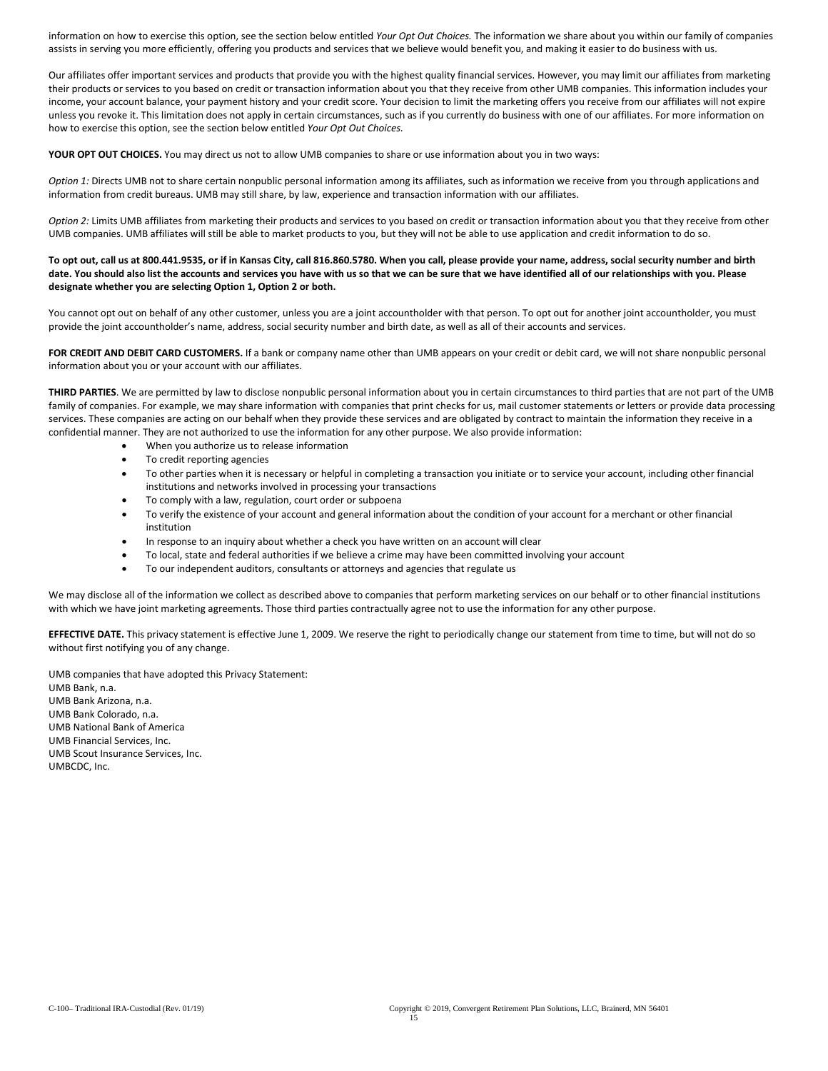information on how to exercise this option, see the section below entitled *Your Opt Out Choices.* The information we share about you within our family of companies assists in serving you more efficiently, offering you products and services that we believe would benefit you, and making it easier to do business with us.

Our affiliates offer important services and products that provide you with the highest quality financial services. However, you may limit our affiliates from marketing their products or services to you based on credit or transaction information about you that they receive from other UMB companies. This information includes your income, your account balance, your payment history and your credit score. Your decision to limit the marketing offers you receive from our affiliates will not expire unless you revoke it. This limitation does not apply in certain circumstances, such as if you currently do business with one of our affiliates. For more information on how to exercise this option, see the section below entitled *Your Opt Out Choices.*

**YOUR OPT OUT CHOICES.** You may direct us not to allow UMB companies to share or use information about you in two ways:

*Option 1:* Directs UMB not to share certain nonpublic personal information among its affiliates, such as information we receive from you through applications and information from credit bureaus. UMB may still share, by law, experience and transaction information with our affiliates.

*Option 2:* Limits UMB affiliates from marketing their products and services to you based on credit or transaction information about you that they receive from other UMB companies. UMB affiliates will still be able to market products to you, but they will not be able to use application and credit information to do so.

**To opt out, call us at 800.441.9535, or if in Kansas City, call 816.860.5780. When you call, please provide your name, address, social security number and birth date. You should also list the accounts and services you have with us so that we can be sure that we have identified all of our relationships with you. Please designate whether you are selecting Option 1, Option 2 or both.**

You cannot opt out on behalf of any other customer, unless you are a joint accountholder with that person. To opt out for another joint accountholder, you must provide the joint accountholder's name, address, social security number and birth date, as well as all of their accounts and services.

**FOR CREDIT AND DEBIT CARD CUSTOMERS.** If a bank or company name other than UMB appears on your credit or debit card, we will not share nonpublic personal information about you or your account with our affiliates.

**THIRD PARTIES**. We are permitted by law to disclose nonpublic personal information about you in certain circumstances to third parties that are not part of the UMB family of companies. For example, we may share information with companies that print checks for us, mail customer statements or letters or provide data processing services. These companies are acting on our behalf when they provide these services and are obligated by contract to maintain the information they receive in a confidential manner. They are not authorized to use the information for any other purpose. We also provide information:

- When you authorize us to release information
- To credit reporting agencies
- To other parties when it is necessary or helpful in completing a transaction you initiate or to service your account, including other financial institutions and networks involved in processing your transactions
- To comply with a law, regulation, court order or subpoena
- To verify the existence of your account and general information about the condition of your account for a merchant or other financial institution
- In response to an inquiry about whether a check you have written on an account will clear
- To local, state and federal authorities if we believe a crime may have been committed involving your account
- To our independent auditors, consultants or attorneys and agencies that regulate us

We may disclose all of the information we collect as described above to companies that perform marketing services on our behalf or to other financial institutions with which we have joint marketing agreements. Those third parties contractually agree not to use the information for any other purpose.

**EFFECTIVE DATE.** This privacy statement is effective June 1, 2009. We reserve the right to periodically change our statement from time to time, but will not do so without first notifying you of any change.

UMB companies that have adopted this Privacy Statement:
UMB Bank, n.a.
UMB Bank Arizona, n.a.
UMB Bank Colorado, n.a.
UMB National Bank of America
UMB Financial Services, Inc.
UMB Scout Insurance Services, Inc.
UMBCDC, Inc.

C-100– Traditional IRA-Custodial (Rev. 01/19)

Copyright © 2019, Convergent Retirement Plan Solutions, LLC, Brainerd, MN 56401